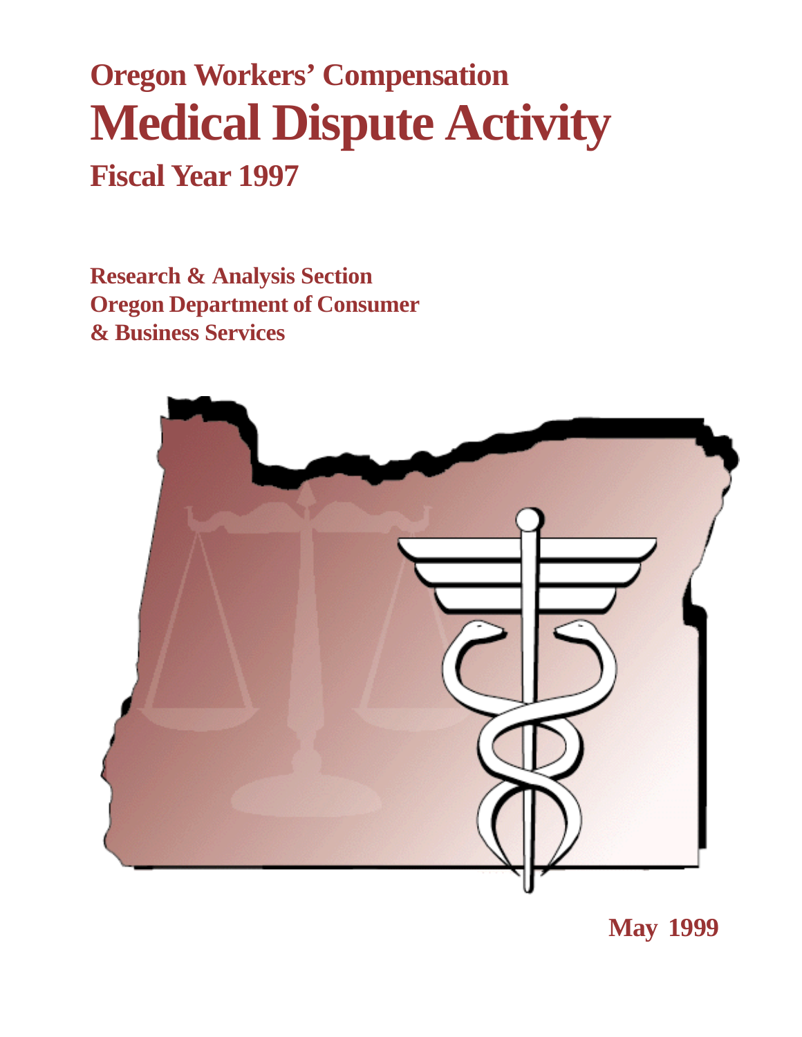# Oregon Workers' Compensation

# Medical Dispute Activity

## Fiscal Year 1997

**Research & Analysis Section**
**Oregon Department of Consumer & Business Services**

**May 1999**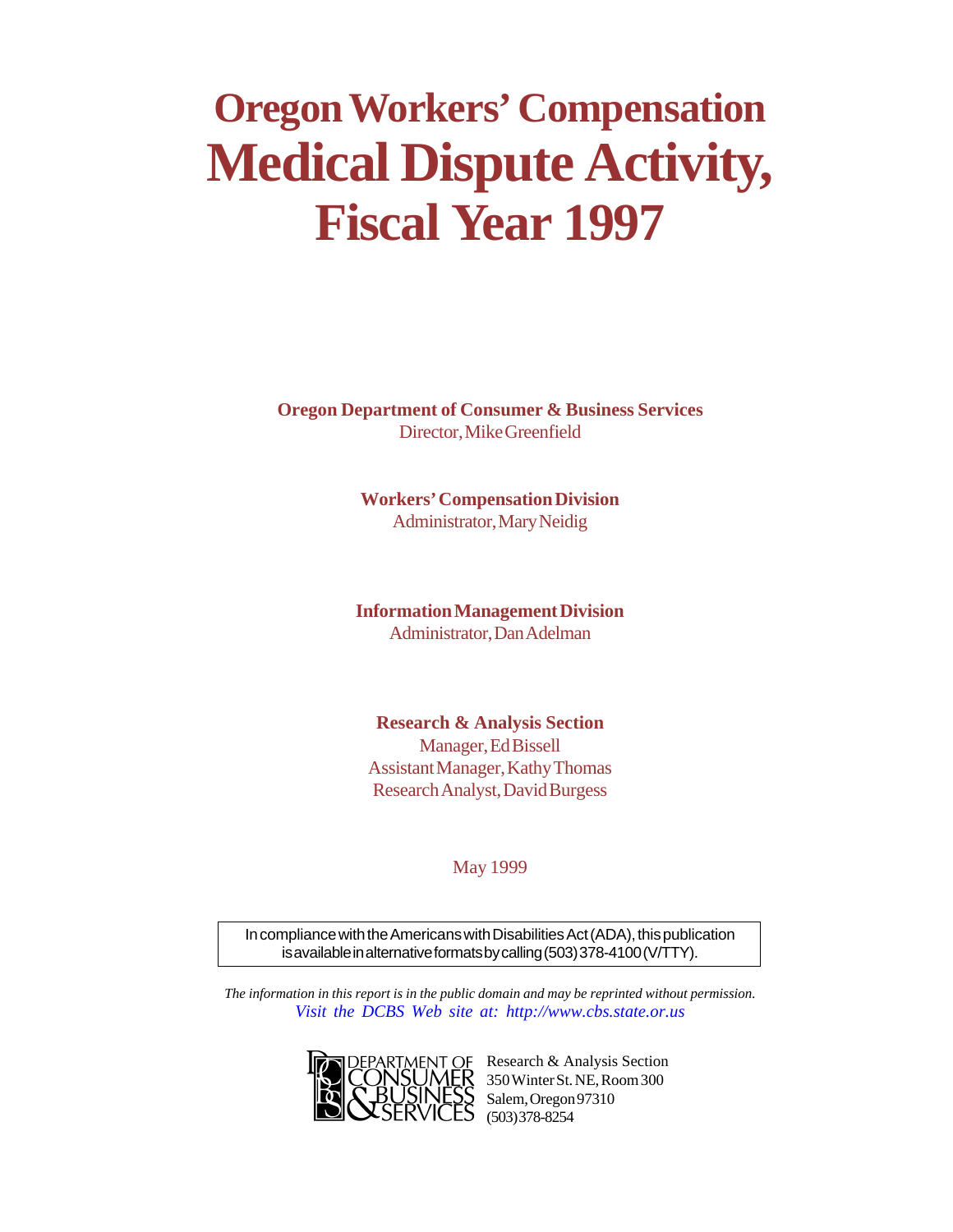# Oregon Workers' Compensation Medical Dispute Activity, Fiscal Year 1997

**Oregon Department of Consumer & Business Services**
Director, Mike Greenfield

**Workers' Compensation Division**
Administrator, Mary Neidig

**Information Management Division**
Administrator, Dan Adelman

**Research & Analysis Section**
Manager, Ed Bissell
Assistant Manager, Kathy Thomas
Research Analyst, David Burgess

May 1999

In compliance with the Americans with Disabilities Act (ADA), this publication is available in alternative formats by calling (503) 378-4100 (V/TTY).

*The information in this report is in the public domain and may be reprinted without permission.*
*Visit the DCBS Web site at: http://www.cbs.state.or.us*

DEPARTMENT OF CONSUMER & BUSINESS SERVICES

Research & Analysis Section
350 Winter St. NE, Room 300
Salem, Oregon 97310
(503) 378-8254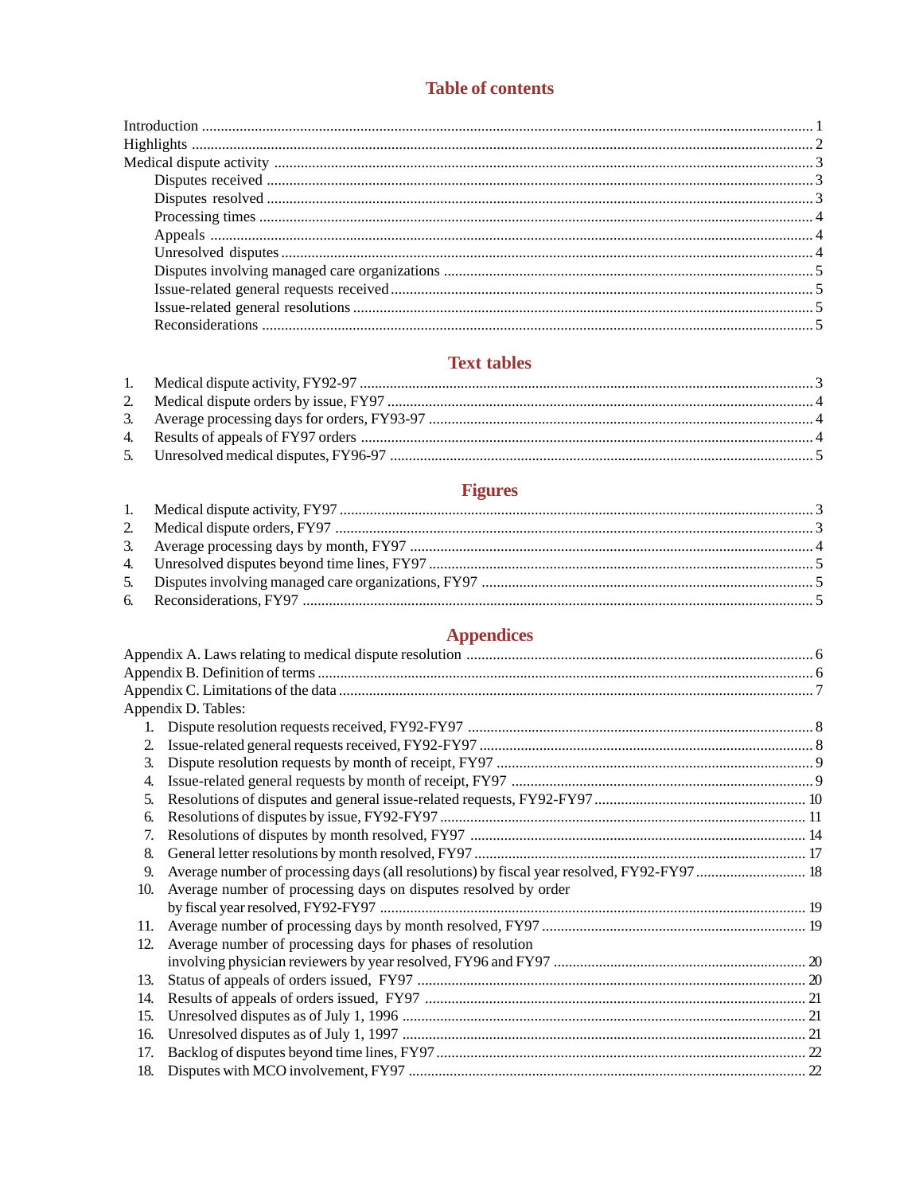# Table of contents

Introduction ........ 1
Highlights ........ 2
Medical dispute activity ........ 3
- Disputes received ........ 3
- Disputes resolved ........ 3
- Processing times ........ 4
- Appeals ........ 4
- Unresolved disputes ........ 4
- Disputes involving managed care organizations ........ 5
- Issue-related general requests received ........ 5
- Issue-related general resolutions ........ 5
- Reconsiderations ........ 5

## Text tables

1. Medical dispute activity, FY92-97 ........ 3
2. Medical dispute orders by issue, FY97 ........ 4
3. Average processing days for orders, FY93-97 ........ 4
4. Results of appeals of FY97 orders ........ 4
5. Unresolved medical disputes, FY96-97 ........ 5

## Figures

1. Medical dispute activity, FY97 ........ 3
2. Medical dispute orders, FY97 ........ 3
3. Average processing days by month, FY97 ........ 4
4. Unresolved disputes beyond time lines, FY97 ........ 5
5. Disputes involving managed care organizations, FY97 ........ 5
6. Reconsiderations, FY97 ........ 5

## Appendices

Appendix A. Laws relating to medical dispute resolution ........ 6
Appendix B. Definition of terms ........ 6
Appendix C. Limitations of the data ........ 7
Appendix D. Tables:

1. Dispute resolution requests received, FY92-FY97 ........ 8
2. Issue-related general requests received, FY92-FY97 ........ 8
3. Dispute resolution requests by month of receipt, FY97 ........ 9
4. Issue-related general requests by month of receipt, FY97 ........ 9
5. Resolutions of disputes and general issue-related requests, FY92-FY97 ........ 10
6. Resolutions of disputes by issue, FY92-FY97 ........ 11
7. Resolutions of disputes by month resolved, FY97 ........ 14
8. General letter resolutions by month resolved, FY97 ........ 17
9. Average number of processing days (all resolutions) by fiscal year resolved, FY92-FY97 ........ 18
10. Average number of processing days on disputes resolved by order by fiscal year resolved, FY92-FY97 ........ 19
11. Average number of processing days by month resolved, FY97 ........ 19
12. Average number of processing days for phases of resolution involving physician reviewers by year resolved, FY96 and FY97 ........ 20
13. Status of appeals of orders issued, FY97 ........ 20
14. Results of appeals of orders issued, FY97 ........ 21
15. Unresolved disputes as of July 1, 1996 ........ 21
16. Unresolved disputes as of July 1, 1997 ........ 21
17. Backlog of disputes beyond time lines, FY97 ........ 22
18. Disputes with MCO involvement, FY97 ........ 22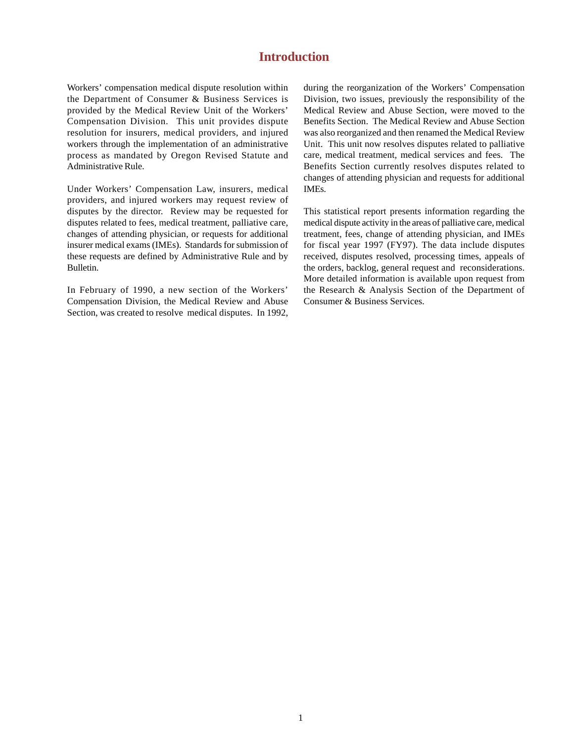# Introduction

Workers' compensation medical dispute resolution within the Department of Consumer & Business Services is provided by the Medical Review Unit of the Workers' Compensation Division. This unit provides dispute resolution for insurers, medical providers, and injured workers through the implementation of an administrative process as mandated by Oregon Revised Statute and Administrative Rule.

Under Workers' Compensation Law, insurers, medical providers, and injured workers may request review of disputes by the director. Review may be requested for disputes related to fees, medical treatment, palliative care, changes of attending physician, or requests for additional insurer medical exams (IMEs). Standards for submission of these requests are defined by Administrative Rule and by Bulletin.

In February of 1990, a new section of the Workers' Compensation Division, the Medical Review and Abuse Section, was created to resolve medical disputes. In 1992, during the reorganization of the Workers' Compensation Division, two issues, previously the responsibility of the Medical Review and Abuse Section, were moved to the Benefits Section. The Medical Review and Abuse Section was also reorganized and then renamed the Medical Review Unit. This unit now resolves disputes related to palliative care, medical treatment, medical services and fees. The Benefits Section currently resolves disputes related to changes of attending physician and requests for additional IMEs.

This statistical report presents information regarding the medical dispute activity in the areas of palliative care, medical treatment, fees, change of attending physician, and IMEs for fiscal year 1997 (FY97). The data include disputes received, disputes resolved, processing times, appeals of the orders, backlog, general request and reconsiderations. More detailed information is available upon request from the Research & Analysis Section of the Department of Consumer & Business Services.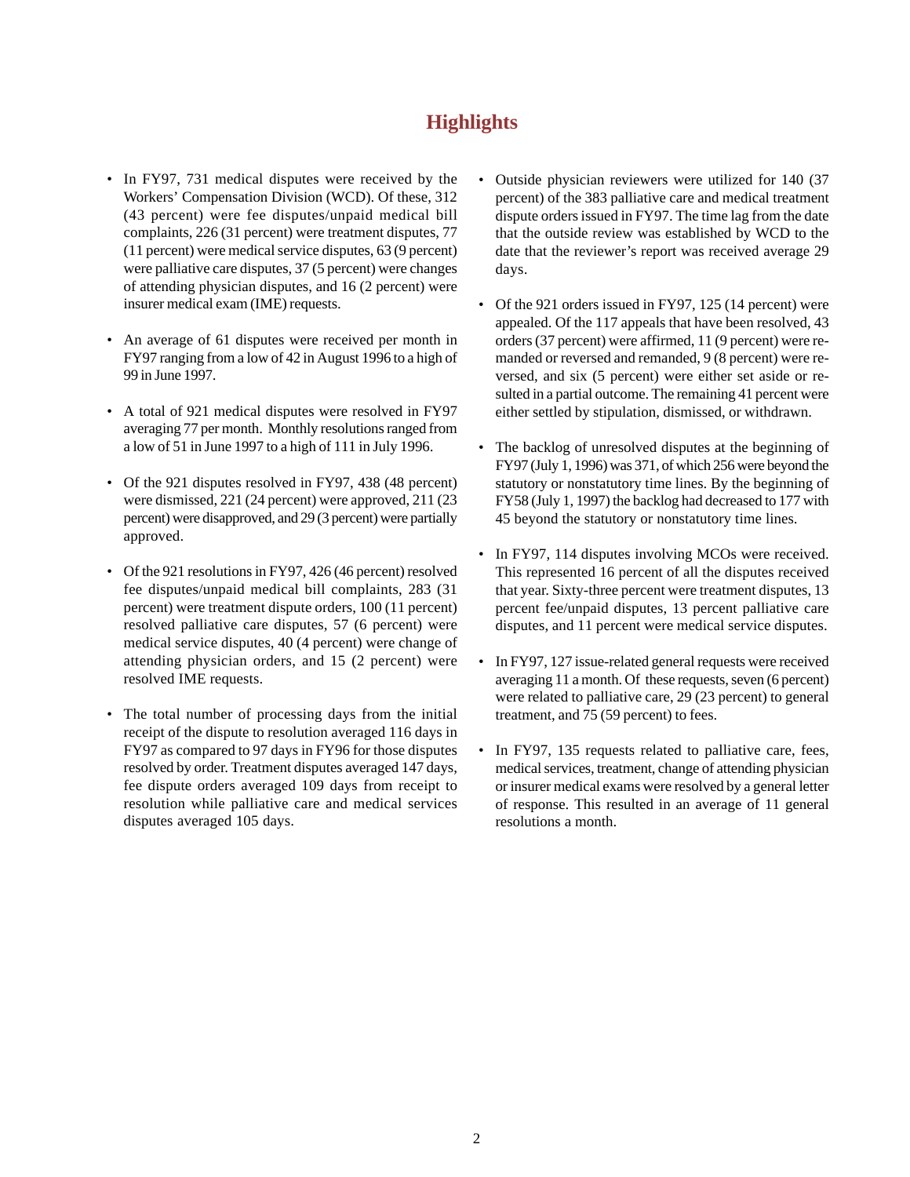# Highlights

- In FY97, 731 medical disputes were received by the Workers' Compensation Division (WCD). Of these, 312 (43 percent) were fee disputes/unpaid medical bill complaints, 226 (31 percent) were treatment disputes, 77 (11 percent) were medical service disputes, 63 (9 percent) were palliative care disputes, 37 (5 percent) were changes of attending physician disputes, and 16 (2 percent) were insurer medical exam (IME) requests.

- An average of 61 disputes were received per month in FY97 ranging from a low of 42 in August 1996 to a high of 99 in June 1997.

- A total of 921 medical disputes were resolved in FY97 averaging 77 per month. Monthly resolutions ranged from a low of 51 in June 1997 to a high of 111 in July 1996.

- Of the 921 disputes resolved in FY97, 438 (48 percent) were dismissed, 221 (24 percent) were approved, 211 (23 percent) were disapproved, and 29 (3 percent) were partially approved.

- Of the 921 resolutions in FY97, 426 (46 percent) resolved fee disputes/unpaid medical bill complaints, 283 (31 percent) were treatment dispute orders, 100 (11 percent) resolved palliative care disputes, 57 (6 percent) were medical service disputes, 40 (4 percent) were change of attending physician orders, and 15 (2 percent) were resolved IME requests.

- The total number of processing days from the initial receipt of the dispute to resolution averaged 116 days in FY97 as compared to 97 days in FY96 for those disputes resolved by order. Treatment disputes averaged 147 days, fee dispute orders averaged 109 days from receipt to resolution while palliative care and medical services disputes averaged 105 days.

- Outside physician reviewers were utilized for 140 (37 percent) of the 383 palliative care and medical treatment dispute orders issued in FY97. The time lag from the date that the outside review was established by WCD to the date that the reviewer's report was received average 29 days.

- Of the 921 orders issued in FY97, 125 (14 percent) were appealed. Of the 117 appeals that have been resolved, 43 orders (37 percent) were affirmed, 11 (9 percent) were remanded or reversed and remanded, 9 (8 percent) were reversed, and six (5 percent) were either set aside or resulted in a partial outcome. The remaining 41 percent were either settled by stipulation, dismissed, or withdrawn.

- The backlog of unresolved disputes at the beginning of FY97 (July 1, 1996) was 371, of which 256 were beyond the statutory or nonstatutory time lines. By the beginning of FY58 (July 1, 1997) the backlog had decreased to 177 with 45 beyond the statutory or nonstatutory time lines.

- In FY97, 114 disputes involving MCOs were received. This represented 16 percent of all the disputes received that year. Sixty-three percent were treatment disputes, 13 percent fee/unpaid disputes, 13 percent palliative care disputes, and 11 percent were medical service disputes.

- In FY97, 127 issue-related general requests were received averaging 11 a month. Of these requests, seven (6 percent) were related to palliative care, 29 (23 percent) to general treatment, and 75 (59 percent) to fees.

- In FY97, 135 requests related to palliative care, fees, medical services, treatment, change of attending physician or insurer medical exams were resolved by a general letter of response. This resulted in an average of 11 general resolutions a month.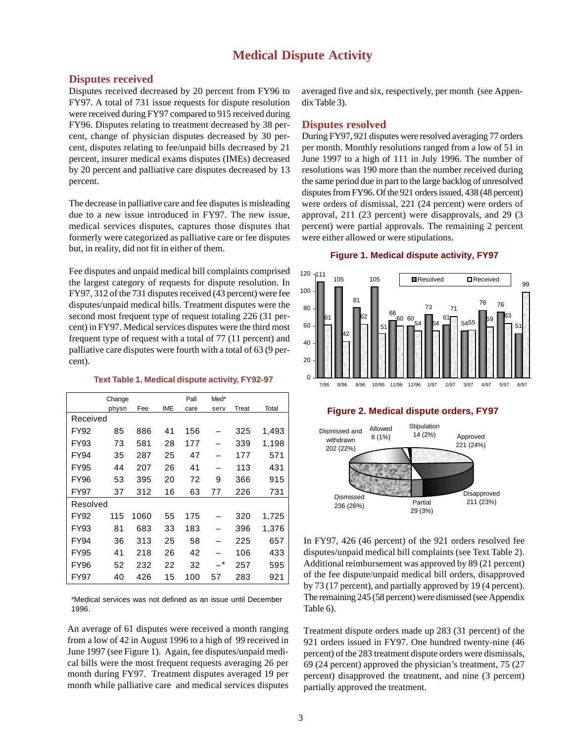# Medical Dispute Activity

## Disputes received

Disputes received decreased by 20 percent from FY96 to FY97. A total of 731 issue requests for dispute resolution were received during FY97 compared to 915 received during FY96. Disputes relating to treatment decreased by 38 percent, change of physician disputes decreased by 30 percent, disputes relating to fee/unpaid bills decreased by 21 percent, insurer medical exams disputes (IMEs) decreased by 20 percent and palliative care disputes decreased by 13 percent.

The decrease in palliative care and fee disputes is misleading due to a new issue introduced in FY97. The new issue, medical services disputes, captures those disputes that formerly were categorized as palliative care or fee disputes but, in reality, did not fit in either of them.

Fee disputes and unpaid medical bill complaints comprised the largest category of requests for dispute resolution. In FY97, 312 of the 731 disputes received (43 percent) were fee disputes/unpaid medical bills. Treatment disputes were the second most frequent type of request totaling 226 (31 percent) in FY97. Medical services disputes were the third most frequent type of request with a total of 77 (11 percent) and palliative care disputes were fourth with a total of 63 (9 percent).

**Text Table 1. Medical dispute activity, FY92-97**

| | Change physn | Fee | IME | Pall care | Med* serv | Treat | Total |
|---|---|---|---|---|---|---|---|
| Received | | | | | | | |
| FY92 | 85 | 886 | 41 | 156 | – | 325 | 1,493 |
| FY93 | 73 | 581 | 28 | 177 | – | 339 | 1,198 |
| FY94 | 35 | 287 | 25 | 47 | – | 177 | 571 |
| FY95 | 44 | 207 | 26 | 41 | – | 113 | 431 |
| FY96 | 53 | 395 | 20 | 72 | 9 | 366 | 915 |
| FY97 | 37 | 312 | 16 | 63 | 77 | 226 | 731 |
| Resolved | | | | | | | |
| FY92 | 115 | 1060 | 55 | 175 | – | 320 | 1,725 |
| FY93 | 81 | 683 | 33 | 183 | – | 396 | 1,376 |
| FY94 | 36 | 313 | 25 | 58 | – | 225 | 657 |
| FY95 | 41 | 218 | 26 | 42 | – | 106 | 433 |
| FY96 | 52 | 232 | 22 | 32 | –* | 257 | 595 |
| FY97 | 40 | 426 | 15 | 100 | 57 | 283 | 921 |

*Medical services was not defined as an issue until December 1996.

An average of 61 disputes were received a month ranging from a low of 42 in August 1996 to a high of 99 received in June 1997 (see Figure 1). Again, fee disputes/unpaid medical bills were the most frequent requests averaging 26 per month during FY97. Treatment disputes averaged 19 per month while palliative care and medical services disputes averaged five and six, respectively, per month (see Appendix Table 3).

## Disputes resolved

During FY97, 921 disputes were resolved averaging 77 orders per month. Monthly resolutions ranged from a low of 51 in June 1997 to a high of 111 in July 1996. The number of resolutions was 190 more than the number received during the same period due in part to the large backlog of unresolved disputes from FY96. Of the 921 orders issued, 438 (48 percent) were orders of dismissal, 221 (24 percent) were orders of approval, 211 (23 percent) were disapprovals, and 29 (3 percent) were partial approvals. The remaining 2 percent were either allowed or were stipulations.

**Figure 1. Medical dispute activity, FY97**

| Month | Resolved | Received |
|---|---|---|
| 7/96 | 111 | 61 |
| 8/96 | 105 | 42 |
| 9/96 | 81 | 62 |
| 10/96 | 105 | 51 |
| 11/96 | 66 | 60 |
| 12/96 | 60 | 54 |
| 1/97 | 73 | 54 |
| 2/97 | 61 | 71 |
| 3/97 | 54 | 55 |
| 4/97 | 78 | 59 |
| 5/97 | 76 | 63 |
| 6/97 | 51 | 99 |

**Figure 2. Medical dispute orders, FY97**

| Order type | Number (percent) |
|---|---|
| Dismissed and withdrawn | 202 (22%) |
| Allowed | 8 (1%) |
| Stipulation | 14 (2%) |
| Approved | 221 (24%) |
| Disapproved | 211 (23%) |
| Partial | 29 (3%) |
| Dismissed | 236 (26%) |

In FY97, 426 (46 percent) of the 921 orders resolved fee disputes/unpaid medical bill complaints (see Text Table 2). Additional reimbursement was approved by 89 (21 percent) of the fee dispute/unpaid medical bill orders, disapproved by 73 (17 percent), and partially approved by 19 (4 percent). The remaining 245 (58 percent) were dismissed (see Appendix Table 6).

Treatment dispute orders made up 283 (31 percent) of the 921 orders issued in FY97. One hundred twenty-nine (46 percent) of the 283 treatment dispute orders were dismissals, 69 (24 percent) approved the physician's treatment, 75 (27 percent) disapproved the treatment, and nine (3 percent) partially approved the treatment.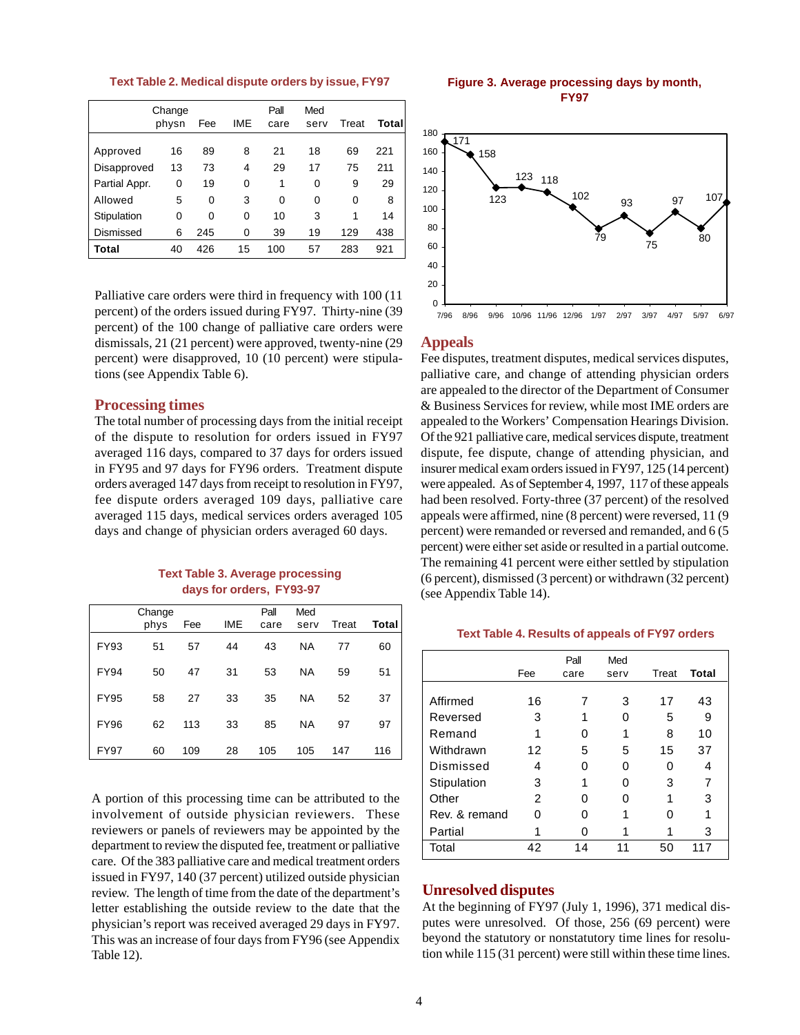**Text Table 2. Medical dispute orders by issue, FY97**

| | Change physn | Fee | IME | Pall care | Med serv | Treat | **Total** |
|---|---|---|---|---|---|---|---|
| Approved | 16 | 89 | 8 | 21 | 18 | 69 | 221 |
| Disapproved | 13 | 73 | 4 | 29 | 17 | 75 | 211 |
| Partial Appr. | 0 | 19 | 0 | 1 | 0 | 9 | 29 |
| Allowed | 5 | 0 | 3 | 0 | 0 | 0 | 8 |
| Stipulation | 0 | 0 | 0 | 10 | 3 | 1 | 14 |
| Dismissed | 6 | 245 | 0 | 39 | 19 | 129 | 438 |
| **Total** | 40 | 426 | 15 | 100 | 57 | 283 | 921 |

Palliative care orders were third in frequency with 100 (11 percent) of the orders issued during FY97. Thirty-nine (39 percent) of the 100 change of palliative care orders were dismissals, 21 (21 percent) were approved, twenty-nine (29 percent) were disapproved, 10 (10 percent) were stipulations (see Appendix Table 6).

## Processing times

The total number of processing days from the initial receipt of the dispute to resolution for orders issued in FY97 averaged 116 days, compared to 37 days for orders issued in FY95 and 97 days for FY96 orders. Treatment dispute orders averaged 147 days from receipt to resolution in FY97, fee dispute orders averaged 109 days, palliative care averaged 115 days, medical services orders averaged 105 days and change of physician orders averaged 60 days.

**Text Table 3. Average processing days for orders, FY93-97**

| | Change phys | Fee | IME | Pall care | Med serv | Treat | **Total** |
|---|---|---|---|---|---|---|---|
| FY93 | 51 | 57 | 44 | 43 | NA | 77 | 60 |
| FY94 | 50 | 47 | 31 | 53 | NA | 59 | 51 |
| FY95 | 58 | 27 | 33 | 35 | NA | 52 | 37 |
| FY96 | 62 | 113 | 33 | 85 | NA | 97 | 97 |
| FY97 | 60 | 109 | 28 | 105 | 105 | 147 | 116 |

A portion of this processing time can be attributed to the involvement of outside physician reviewers. These reviewers or panels of reviewers may be appointed by the department to review the disputed fee, treatment or palliative care. Of the 383 palliative care and medical treatment orders issued in FY97, 140 (37 percent) utilized outside physician review. The length of time from the date of the department's letter establishing the outside review to the date that the physician's report was received averaged 29 days in FY97. This was an increase of four days from FY96 (see Appendix Table 12).

**Figure 3. Average processing days by month, FY97**

| Month | 7/96 | 8/96 | 9/96 | 10/96 | 11/96 | 12/96 | 1/97 | 2/97 | 3/97 | 4/97 | 5/97 | 6/97 |
|---|---|---|---|---|---|---|---|---|---|---|---|---|
| Days | 171 | 158 | 123 | 123 | 118 | 102 | 79 | 93 | 75 | 97 | 80 | 107 |

## Appeals

Fee disputes, treatment disputes, medical services disputes, palliative care, and change of attending physician orders are appealed to the director of the Department of Consumer & Business Services for review, while most IME orders are appealed to the Workers' Compensation Hearings Division. Of the 921 palliative care, medical services dispute, treatment dispute, fee dispute, change of attending physician, and insurer medical exam orders issued in FY97, 125 (14 percent) were appealed. As of September 4, 1997, 117 of these appeals had been resolved. Forty-three (37 percent) of the resolved appeals were affirmed, nine (8 percent) were reversed, 11 (9 percent) were remanded or reversed and remanded, and 6 (5 percent) were either set aside or resulted in a partial outcome. The remaining 41 percent were either settled by stipulation (6 percent), dismissed (3 percent) or withdrawn (32 percent) (see Appendix Table 14).

**Text Table 4. Results of appeals of FY97 orders**

| | Fee | Pall care | Med serv | Treat | **Total** |
|---|---|---|---|---|---|
| Affirmed | 16 | 7 | 3 | 17 | 43 |
| Reversed | 3 | 1 | 0 | 5 | 9 |
| Remand | 1 | 0 | 1 | 8 | 10 |
| Withdrawn | 12 | 5 | 5 | 15 | 37 |
| Dismissed | 4 | 0 | 0 | 0 | 4 |
| Stipulation | 3 | 1 | 0 | 3 | 7 |
| Other | 2 | 0 | 0 | 1 | 3 |
| Rev. & remand | 0 | 0 | 1 | 0 | 1 |
| Partial | 1 | 0 | 1 | 1 | 3 |
| Total | 42 | 14 | 11 | 50 | 117 |

## Unresolved disputes

At the beginning of FY97 (July 1, 1996), 371 medical disputes were unresolved. Of those, 256 (69 percent) were beyond the statutory or nonstatutory time lines for resolution while 115 (31 percent) were still within these time lines.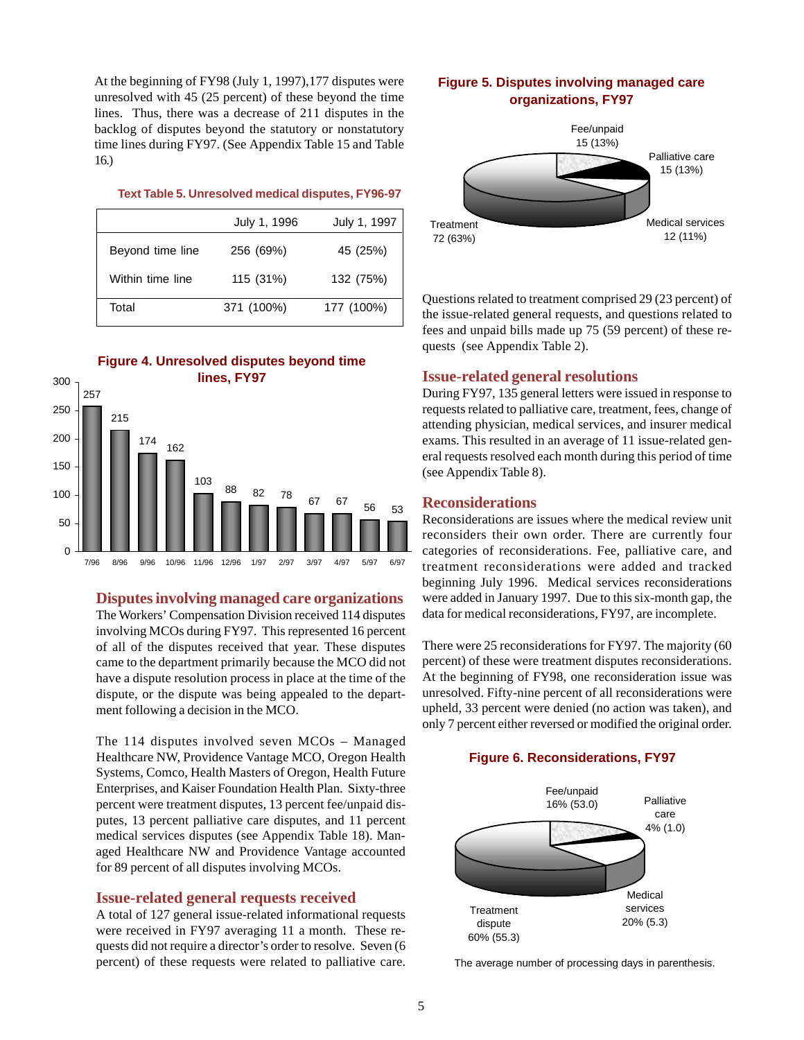At the beginning of FY98 (July 1, 1997),177 disputes were unresolved with 45 (25 percent) of these beyond the time lines. Thus, there was a decrease of 211 disputes in the backlog of disputes beyond the statutory or nonstatutory time lines during FY97. (See Appendix Table 15 and Table 16.)

**Text Table 5. Unresolved medical disputes, FY96-97**

| | July 1, 1996 | July 1, 1997 |
|---|---|---|
| Beyond time line | 256 (69%) | 45 (25%) |
| Within time line | 115 (31%) | 132 (75%) |
| Total | 371 (100%) | 177 (100%) |

**Figure 4. Unresolved disputes beyond time lines, FY97**

| Month | 7/96 | 8/96 | 9/96 | 10/96 | 11/96 | 12/96 | 1/97 | 2/97 | 3/97 | 4/97 | 5/97 | 6/97 |
|---|---|---|---|---|---|---|---|---|---|---|---|---|
| Disputes | 257 | 215 | 174 | 162 | 103 | 88 | 82 | 78 | 67 | 67 | 56 | 53 |

## Disputes involving managed care organizations

The Workers' Compensation Division received 114 disputes involving MCOs during FY97. This represented 16 percent of all of the disputes received that year. These disputes came to the department primarily because the MCO did not have a dispute resolution process in place at the time of the dispute, or the dispute was being appealed to the department following a decision in the MCO.

The 114 disputes involved seven MCOs – Managed Healthcare NW, Providence Vantage MCO, Oregon Health Systems, Comco, Health Masters of Oregon, Health Future Enterprises, and Kaiser Foundation Health Plan. Sixty-three percent were treatment disputes, 13 percent fee/unpaid disputes, 13 percent palliative care disputes, and 11 percent medical services disputes (see Appendix Table 18). Managed Healthcare NW and Providence Vantage accounted for 89 percent of all disputes involving MCOs.

## Issue-related general requests received

A total of 127 general issue-related informational requests were received in FY97 averaging 11 a month. These requests did not require a director's order to resolve. Seven (6 percent) of these requests were related to palliative care.

**Figure 5. Disputes involving managed care organizations, FY97**

- Fee/unpaid: 15 (13%)
- Palliative care: 15 (13%)
- Medical services: 12 (11%)
- Treatment: 72 (63%)

Questions related to treatment comprised 29 (23 percent) of the issue-related general requests, and questions related to fees and unpaid bills made up 75 (59 percent) of these requests (see Appendix Table 2).

## Issue-related general resolutions

During FY97, 135 general letters were issued in response to requests related to palliative care, treatment, fees, change of attending physician, medical services, and insurer medical exams. This resulted in an average of 11 issue-related general requests resolved each month during this period of time (see Appendix Table 8).

## Reconsiderations

Reconsiderations are issues where the medical review unit reconsiders their own order. There are currently four categories of reconsiderations. Fee, palliative care, and treatment reconsiderations were added and tracked beginning July 1996. Medical services reconsiderations were added in January 1997. Due to this six-month gap, the data for medical reconsiderations, FY97, are incomplete.

There were 25 reconsiderations for FY97. The majority (60 percent) of these were treatment disputes reconsiderations. At the beginning of FY98, one reconsideration issue was unresolved. Fifty-nine percent of all reconsiderations were upheld, 33 percent were denied (no action was taken), and only 7 percent either reversed or modified the original order.

**Figure 6. Reconsiderations, FY97**

- Fee/unpaid: 16% (53.0)
- Palliative care: 4% (1.0)
- Medical services: 20% (5.3)
- Treatment dispute: 60% (55.3)

The average number of processing days in parenthesis.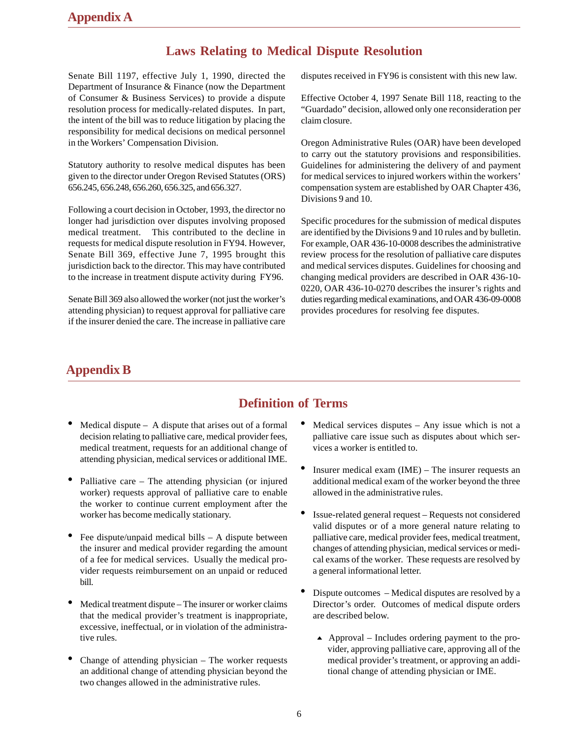# Appendix A

## Laws Relating to Medical Dispute Resolution

Senate Bill 1197, effective July 1, 1990, directed the Department of Insurance & Finance (now the Department of Consumer & Business Services) to provide a dispute resolution process for medically-related disputes. In part, the intent of the bill was to reduce litigation by placing the responsibility for medical decisions on medical personnel in the Workers' Compensation Division.

Statutory authority to resolve medical disputes has been given to the director under Oregon Revised Statutes (ORS) 656.245, 656.248, 656.260, 656.325, and 656.327.

Following a court decision in October, 1993, the director no longer had jurisdiction over disputes involving proposed medical treatment. This contributed to the decline in requests for medical dispute resolution in FY94. However, Senate Bill 369, effective June 7, 1995 brought this jurisdiction back to the director. This may have contributed to the increase in treatment dispute activity during FY96.

Senate Bill 369 also allowed the worker (not just the worker's attending physician) to request approval for palliative care if the insurer denied the care. The increase in palliative care disputes received in FY96 is consistent with this new law.

Effective October 4, 1997 Senate Bill 118, reacting to the "Guardado" decision, allowed only one reconsideration per claim closure.

Oregon Administrative Rules (OAR) have been developed to carry out the statutory provisions and responsibilities. Guidelines for administering the delivery of and payment for medical services to injured workers within the workers' compensation system are established by OAR Chapter 436, Divisions 9 and 10.

Specific procedures for the submission of medical disputes are identified by the Divisions 9 and 10 rules and by bulletin. For example, OAR 436-10-0008 describes the administrative review process for the resolution of palliative care disputes and medical services disputes. Guidelines for choosing and changing medical providers are described in OAR 436-10-0220, OAR 436-10-0270 describes the insurer's rights and duties regarding medical examinations, and OAR 436-09-0008 provides procedures for resolving fee disputes.

# Appendix B

## Definition of Terms

- Medical dispute – A dispute that arises out of a formal decision relating to palliative care, medical provider fees, medical treatment, requests for an additional change of attending physician, medical services or additional IME.
- Palliative care – The attending physician (or injured worker) requests approval of palliative care to enable the worker to continue current employment after the worker has become medically stationary.
- Fee dispute/unpaid medical bills – A dispute between the insurer and medical provider regarding the amount of a fee for medical services. Usually the medical provider requests reimbursement on an unpaid or reduced bill.
- Medical treatment dispute – The insurer or worker claims that the medical provider's treatment is inappropriate, excessive, ineffectual, or in violation of the administrative rules.
- Change of attending physician – The worker requests an additional change of attending physician beyond the two changes allowed in the administrative rules.
- Medical services disputes – Any issue which is not a palliative care issue such as disputes about which services a worker is entitled to.
- Insurer medical exam (IME) – The insurer requests an additional medical exam of the worker beyond the three allowed in the administrative rules.
- Issue-related general request – Requests not considered valid disputes or of a more general nature relating to palliative care, medical provider fees, medical treatment, changes of attending physician, medical services or medical exams of the worker. These requests are resolved by a general informational letter.
- Dispute outcomes – Medical disputes are resolved by a Director's order. Outcomes of medical dispute orders are described below.
  - Approval – Includes ordering payment to the provider, approving palliative care, approving all of the medical provider's treatment, or approving an additional change of attending physician or IME.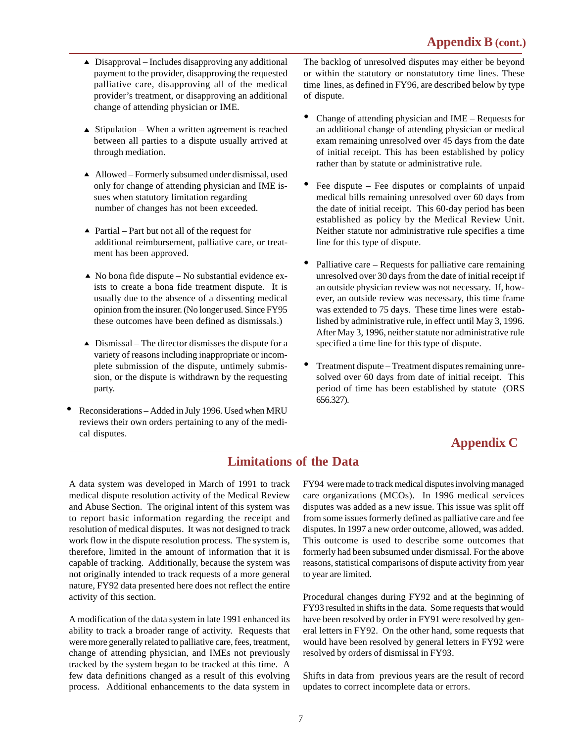## Appendix B (cont.)

- Disapproval – Includes disapproving any additional payment to the provider, disapproving the requested palliative care, disapproving all of the medical provider's treatment, or disapproving an additional change of attending physician or IME.

- Stipulation – When a written agreement is reached between all parties to a dispute usually arrived at through mediation.

- Allowed – Formerly subsumed under dismissal, used only for change of attending physician and IME issues when statutory limitation regarding number of changes has not been exceeded.

- Partial – Part but not all of the request for additional reimbursement, palliative care, or treatment has been approved.

- No bona fide dispute – No substantial evidence exists to create a bona fide treatment dispute. It is usually due to the absence of a dissenting medical opinion from the insurer. (No longer used. Since FY95 these outcomes have been defined as dismissals.)

- Dismissal – The director dismisses the dispute for a variety of reasons including inappropriate or incomplete submission of the dispute, untimely submission, or the dispute is withdrawn by the requesting party.

- Reconsiderations – Added in July 1996. Used when MRU reviews their own orders pertaining to any of the medical disputes.

The backlog of unresolved disputes may either be beyond or within the statutory or nonstatutory time lines. These time lines, as defined in FY96, are described below by type of dispute.

- Change of attending physician and IME – Requests for an additional change of attending physician or medical exam remaining unresolved over 45 days from the date of initial receipt. This has been established by policy rather than by statute or administrative rule.

- Fee dispute – Fee disputes or complaints of unpaid medical bills remaining unresolved over 60 days from the date of initial receipt. This 60-day period has been established as policy by the Medical Review Unit. Neither statute nor administrative rule specifies a time line for this type of dispute.

- Palliative care – Requests for palliative care remaining unresolved over 30 days from the date of initial receipt if an outside physician review was not necessary. If, however, an outside review was necessary, this time frame was extended to 75 days. These time lines were established by administrative rule, in effect until May 3, 1996. After May 3, 1996, neither statute nor administrative rule specified a time line for this type of dispute.

- Treatment dispute – Treatment disputes remaining unresolved over 60 days from date of initial receipt. This period of time has been established by statute (ORS 656.327).

## Appendix C

# Limitations of the Data

A data system was developed in March of 1991 to track medical dispute resolution activity of the Medical Review and Abuse Section. The original intent of this system was to report basic information regarding the receipt and resolution of medical disputes. It was not designed to track work flow in the dispute resolution process. The system is, therefore, limited in the amount of information that it is capable of tracking. Additionally, because the system was not originally intended to track requests of a more general nature, FY92 data presented here does not reflect the entire activity of this section.

A modification of the data system in late 1991 enhanced its ability to track a broader range of activity. Requests that were more generally related to palliative care, fees, treatment, change of attending physician, and IMEs not previously tracked by the system began to be tracked at this time. A few data definitions changed as a result of this evolving process. Additional enhancements to the data system in FY94 were made to track medical disputes involving managed care organizations (MCOs). In 1996 medical services disputes was added as a new issue. This issue was split off from some issues formerly defined as palliative care and fee disputes. In 1997 a new order outcome, allowed, was added. This outcome is used to describe some outcomes that formerly had been subsumed under dismissal. For the above reasons, statistical comparisons of dispute activity from year to year are limited.

Procedural changes during FY92 and at the beginning of FY93 resulted in shifts in the data. Some requests that would have been resolved by order in FY91 were resolved by general letters in FY92. On the other hand, some requests that would have been resolved by general letters in FY92 were resolved by orders of dismissal in FY93.

Shifts in data from previous years are the result of record updates to correct incomplete data or errors.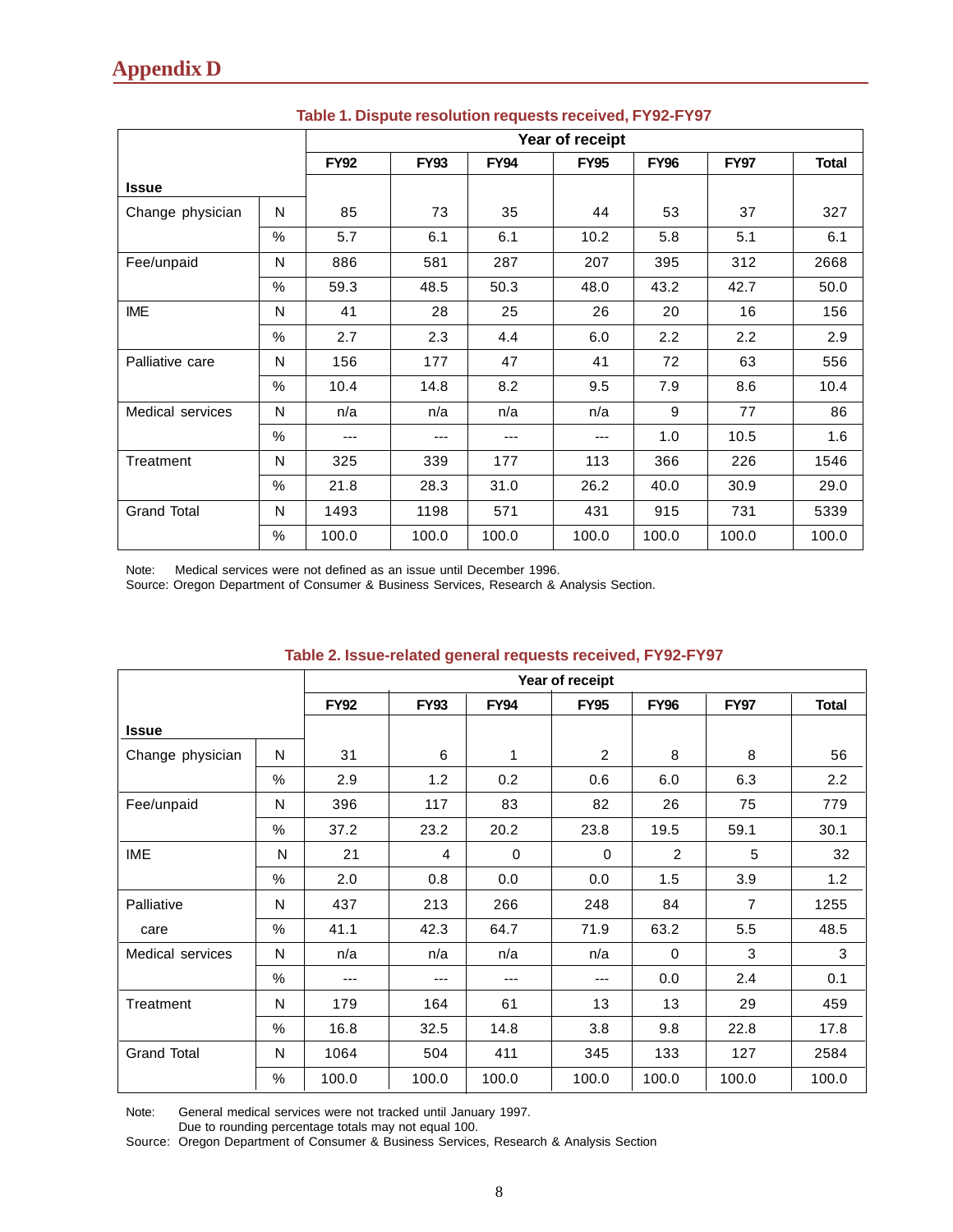# Appendix D

**Table 1. Dispute resolution requests received, FY92-FY97**

| Issue | | Year of receipt | | | | | | |
|---|---|---|---|---|---|---|---|---|
| | | FY92 | FY93 | FY94 | FY95 | FY96 | FY97 | Total |
| Change physician | N | 85 | 73 | 35 | 44 | 53 | 37 | 327 |
| | % | 5.7 | 6.1 | 6.1 | 10.2 | 5.8 | 5.1 | 6.1 |
| Fee/unpaid | N | 886 | 581 | 287 | 207 | 395 | 312 | 2668 |
| | % | 59.3 | 48.5 | 50.3 | 48.0 | 43.2 | 42.7 | 50.0 |
| IME | N | 41 | 28 | 25 | 26 | 20 | 16 | 156 |
| | % | 2.7 | 2.3 | 4.4 | 6.0 | 2.2 | 2.2 | 2.9 |
| Palliative care | N | 156 | 177 | 47 | 41 | 72 | 63 | 556 |
| | % | 10.4 | 14.8 | 8.2 | 9.5 | 7.9 | 8.6 | 10.4 |
| Medical services | N | n/a | n/a | n/a | n/a | 9 | 77 | 86 |
| | % | --- | --- | --- | --- | 1.0 | 10.5 | 1.6 |
| Treatment | N | 325 | 339 | 177 | 113 | 366 | 226 | 1546 |
| | % | 21.8 | 28.3 | 31.0 | 26.2 | 40.0 | 30.9 | 29.0 |
| Grand Total | N | 1493 | 1198 | 571 | 431 | 915 | 731 | 5339 |
| | % | 100.0 | 100.0 | 100.0 | 100.0 | 100.0 | 100.0 | 100.0 |

Note: Medical services were not defined as an issue until December 1996.
Source: Oregon Department of Consumer & Business Services, Research & Analysis Section.

**Table 2. Issue-related general requests received, FY92-FY97**

| Issue | | Year of receipt | | | | | | |
|---|---|---|---|---|---|---|---|---|
| | | FY92 | FY93 | FY94 | FY95 | FY96 | FY97 | Total |
| Change physician | N | 31 | 6 | 1 | 2 | 8 | 8 | 56 |
| | % | 2.9 | 1.2 | 0.2 | 0.6 | 6.0 | 6.3 | 2.2 |
| Fee/unpaid | N | 396 | 117 | 83 | 82 | 26 | 75 | 779 |
| | % | 37.2 | 23.2 | 20.2 | 23.8 | 19.5 | 59.1 | 30.1 |
| IME | N | 21 | 4 | 0 | 0 | 2 | 5 | 32 |
| | % | 2.0 | 0.8 | 0.0 | 0.0 | 1.5 | 3.9 | 1.2 |
| Palliative care | N | 437 | 213 | 266 | 248 | 84 | 7 | 1255 |
| | % | 41.1 | 42.3 | 64.7 | 71.9 | 63.2 | 5.5 | 48.5 |
| Medical services | N | n/a | n/a | n/a | n/a | 0 | 3 | 3 |
| | % | --- | --- | --- | --- | 0.0 | 2.4 | 0.1 |
| Treatment | N | 179 | 164 | 61 | 13 | 13 | 29 | 459 |
| | % | 16.8 | 32.5 | 14.8 | 3.8 | 9.8 | 22.8 | 17.8 |
| Grand Total | N | 1064 | 504 | 411 | 345 | 133 | 127 | 2584 |
| | % | 100.0 | 100.0 | 100.0 | 100.0 | 100.0 | 100.0 | 100.0 |

Note: General medical services were not tracked until January 1997.
Due to rounding percentage totals may not equal 100.
Source: Oregon Department of Consumer & Business Services, Research & Analysis Section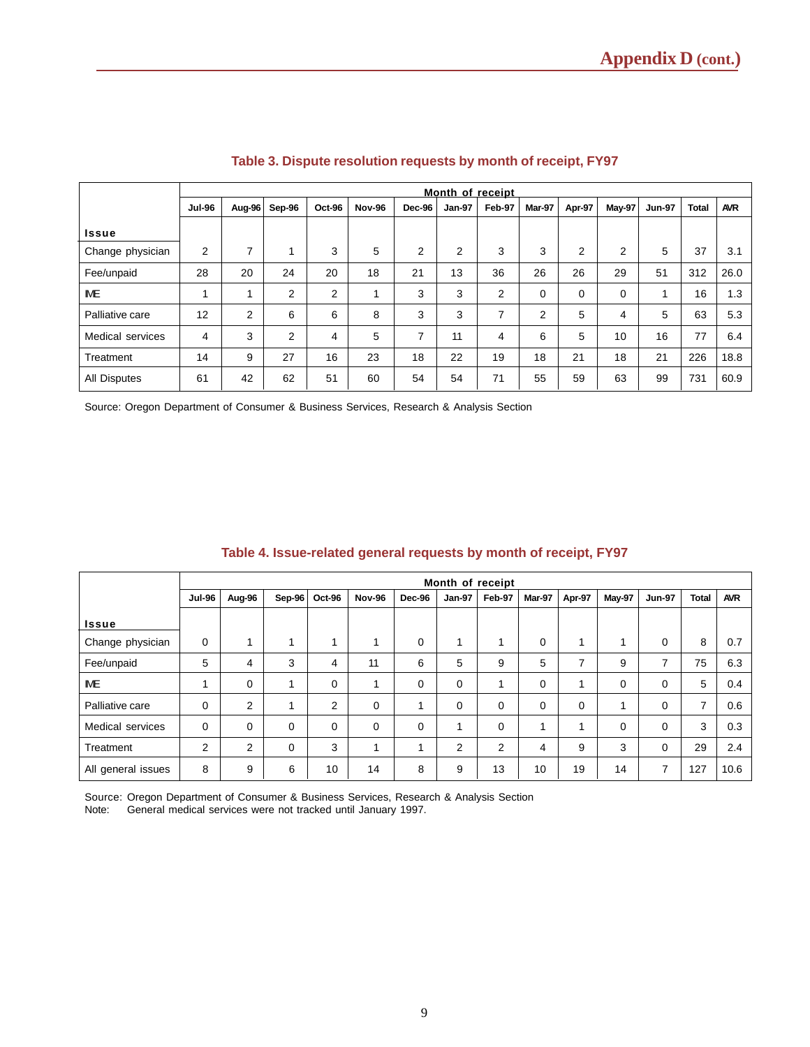## Table 3. Dispute resolution requests by month of receipt, FY97

| Issue | Month of receipt | | | | | | | | | | | | | |
|---|---|---|---|---|---|---|---|---|---|---|---|---|---|---|
| | Jul-96 | Aug-96 | Sep-96 | Oct-96 | Nov-96 | Dec-96 | Jan-97 | Feb-97 | Mar-97 | Apr-97 | May-97 | Jun-97 | Total | AVR |
| Change physician | 2 | 7 | 1 | 3 | 5 | 2 | 2 | 3 | 3 | 2 | 2 | 5 | 37 | 3.1 |
| Fee/unpaid | 28 | 20 | 24 | 20 | 18 | 21 | 13 | 36 | 26 | 26 | 29 | 51 | 312 | 26.0 |
| IME | 1 | 1 | 2 | 2 | 1 | 3 | 3 | 2 | 0 | 0 | 0 | 1 | 16 | 1.3 |
| Palliative care | 12 | 2 | 6 | 6 | 8 | 3 | 3 | 7 | 2 | 5 | 4 | 5 | 63 | 5.3 |
| Medical services | 4 | 3 | 2 | 4 | 5 | 7 | 11 | 4 | 6 | 5 | 10 | 16 | 77 | 6.4 |
| Treatment | 14 | 9 | 27 | 16 | 23 | 18 | 22 | 19 | 18 | 21 | 18 | 21 | 226 | 18.8 |
| All Disputes | 61 | 42 | 62 | 51 | 60 | 54 | 54 | 71 | 55 | 59 | 63 | 99 | 731 | 60.9 |

Source: Oregon Department of Consumer & Business Services, Research & Analysis Section

## Table 4. Issue-related general requests by month of receipt, FY97

| Issue | Month of receipt | | | | | | | | | | | | | |
|---|---|---|---|---|---|---|---|---|---|---|---|---|---|---|
| | Jul-96 | Aug-96 | Sep-96 | Oct-96 | Nov-96 | Dec-96 | Jan-97 | Feb-97 | Mar-97 | Apr-97 | May-97 | Jun-97 | Total | AVR |
| Change physician | 0 | 1 | 1 | 1 | 1 | 0 | 1 | 1 | 0 | 1 | 1 | 0 | 8 | 0.7 |
| Fee/unpaid | 5 | 4 | 3 | 4 | 11 | 6 | 5 | 9 | 5 | 7 | 9 | 7 | 75 | 6.3 |
| IME | 1 | 0 | 1 | 0 | 1 | 0 | 0 | 1 | 0 | 1 | 0 | 0 | 5 | 0.4 |
| Palliative care | 0 | 2 | 1 | 2 | 0 | 1 | 0 | 0 | 0 | 0 | 1 | 0 | 7 | 0.6 |
| Medical services | 0 | 0 | 0 | 0 | 0 | 0 | 1 | 0 | 1 | 1 | 0 | 0 | 3 | 0.3 |
| Treatment | 2 | 2 | 0 | 3 | 1 | 1 | 2 | 2 | 4 | 9 | 3 | 0 | 29 | 2.4 |
| All general issues | 8 | 9 | 6 | 10 | 14 | 8 | 9 | 13 | 10 | 19 | 14 | 7 | 127 | 10.6 |

Source: Oregon Department of Consumer & Business Services, Research & Analysis Section
Note: General medical services were not tracked until January 1997.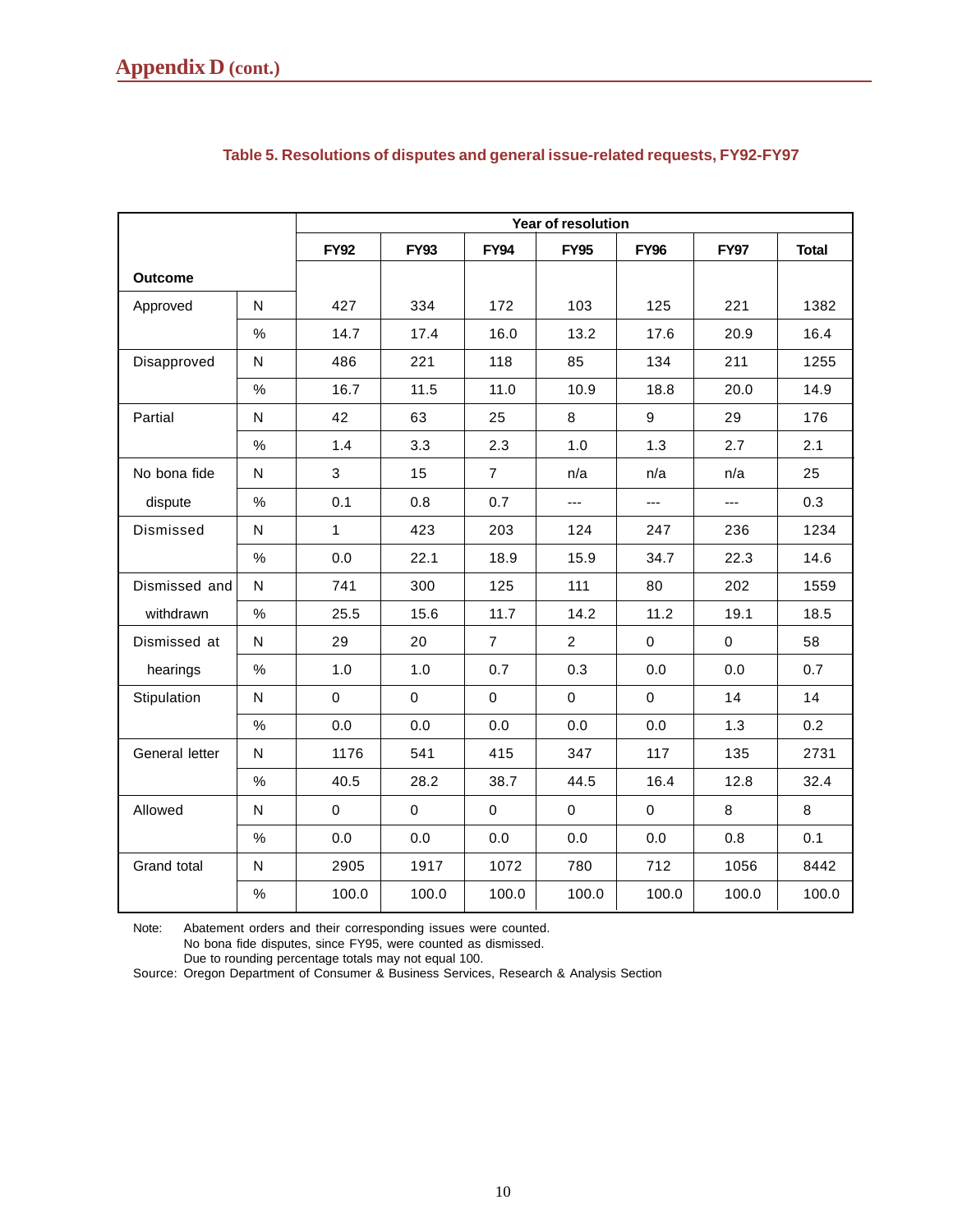## Appendix D (cont.)

**Table 5. Resolutions of disputes and general issue-related requests, FY92-FY97**

| Outcome | | Year of resolution | | | | | | |
|---|---|---|---|---|---|---|---|---|
| | | FY92 | FY93 | FY94 | FY95 | FY96 | FY97 | Total |
| Approved | N | 427 | 334 | 172 | 103 | 125 | 221 | 1382 |
| | % | 14.7 | 17.4 | 16.0 | 13.2 | 17.6 | 20.9 | 16.4 |
| Disapproved | N | 486 | 221 | 118 | 85 | 134 | 211 | 1255 |
| | % | 16.7 | 11.5 | 11.0 | 10.9 | 18.8 | 20.0 | 14.9 |
| Partial | N | 42 | 63 | 25 | 8 | 9 | 29 | 176 |
| | % | 1.4 | 3.3 | 2.3 | 1.0 | 1.3 | 2.7 | 2.1 |
| No bona fide dispute | N | 3 | 15 | 7 | n/a | n/a | n/a | 25 |
| | % | 0.1 | 0.8 | 0.7 | --- | --- | --- | 0.3 |
| Dismissed | N | 1 | 423 | 203 | 124 | 247 | 236 | 1234 |
| | % | 0.0 | 22.1 | 18.9 | 15.9 | 34.7 | 22.3 | 14.6 |
| Dismissed and withdrawn | N | 741 | 300 | 125 | 111 | 80 | 202 | 1559 |
| | % | 25.5 | 15.6 | 11.7 | 14.2 | 11.2 | 19.1 | 18.5 |
| Dismissed at hearings | N | 29 | 20 | 7 | 2 | 0 | 0 | 58 |
| | % | 1.0 | 1.0 | 0.7 | 0.3 | 0.0 | 0.0 | 0.7 |
| Stipulation | N | 0 | 0 | 0 | 0 | 0 | 14 | 14 |
| | % | 0.0 | 0.0 | 0.0 | 0.0 | 0.0 | 1.3 | 0.2 |
| General letter | N | 1176 | 541 | 415 | 347 | 117 | 135 | 2731 |
| | % | 40.5 | 28.2 | 38.7 | 44.5 | 16.4 | 12.8 | 32.4 |
| Allowed | N | 0 | 0 | 0 | 0 | 0 | 8 | 8 |
| | % | 0.0 | 0.0 | 0.0 | 0.0 | 0.0 | 0.8 | 0.1 |
| Grand total | N | 2905 | 1917 | 1072 | 780 | 712 | 1056 | 8442 |
| | % | 100.0 | 100.0 | 100.0 | 100.0 | 100.0 | 100.0 | 100.0 |

Note: Abatement orders and their corresponding issues were counted.
No bona fide disputes, since FY95, were counted as dismissed.
Due to rounding percentage totals may not equal 100.

Source: Oregon Department of Consumer & Business Services, Research & Analysis Section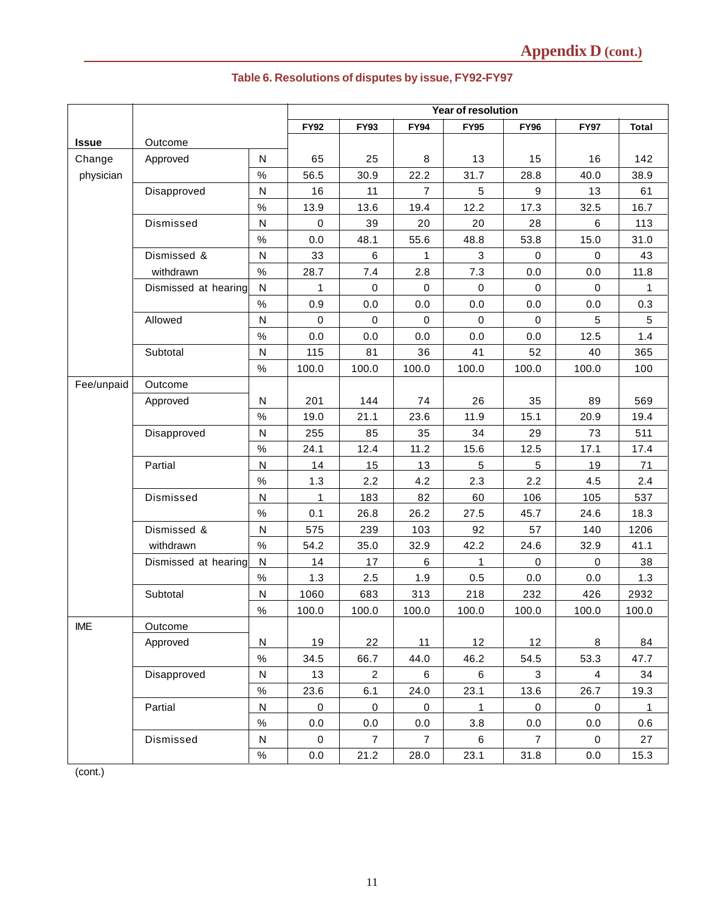## Appendix D (cont.)

### Table 6. Resolutions of disputes by issue, FY92-FY97

| Issue | Outcome | | FY92 | FY93 | FY94 | FY95 | FY96 | FY97 | Total |
|---|---|---|---|---|---|---|---|---|---|
| | | | **Year of resolution** | | | | | | |
| Change physician | Approved | N | 65 | 25 | 8 | 13 | 15 | 16 | 142 |
| | | % | 56.5 | 30.9 | 22.2 | 31.7 | 28.8 | 40.0 | 38.9 |
| | Disapproved | N | 16 | 11 | 7 | 5 | 9 | 13 | 61 |
| | | % | 13.9 | 13.6 | 19.4 | 12.2 | 17.3 | 32.5 | 16.7 |
| | Dismissed | N | 0 | 39 | 20 | 20 | 28 | 6 | 113 |
| | | % | 0.0 | 48.1 | 55.6 | 48.8 | 53.8 | 15.0 | 31.0 |
| | Dismissed & withdrawn | N | 33 | 6 | 1 | 3 | 0 | 0 | 43 |
| | | % | 28.7 | 7.4 | 2.8 | 7.3 | 0.0 | 0.0 | 11.8 |
| | Dismissed at hearing | N | 1 | 0 | 0 | 0 | 0 | 0 | 1 |
| | | % | 0.9 | 0.0 | 0.0 | 0.0 | 0.0 | 0.0 | 0.3 |
| | Allowed | N | 0 | 0 | 0 | 0 | 0 | 5 | 5 |
| | | % | 0.0 | 0.0 | 0.0 | 0.0 | 0.0 | 12.5 | 1.4 |
| | Subtotal | N | 115 | 81 | 36 | 41 | 52 | 40 | 365 |
| | | % | 100.0 | 100.0 | 100.0 | 100.0 | 100.0 | 100.0 | 100 |
| Fee/unpaid | Outcome | | | | | | | | |
| | Approved | N | 201 | 144 | 74 | 26 | 35 | 89 | 569 |
| | | % | 19.0 | 21.1 | 23.6 | 11.9 | 15.1 | 20.9 | 19.4 |
| | Disapproved | N | 255 | 85 | 35 | 34 | 29 | 73 | 511 |
| | | % | 24.1 | 12.4 | 11.2 | 15.6 | 12.5 | 17.1 | 17.4 |
| | Partial | N | 14 | 15 | 13 | 5 | 5 | 19 | 71 |
| | | % | 1.3 | 2.2 | 4.2 | 2.3 | 2.2 | 4.5 | 2.4 |
| | Dismissed | N | 1 | 183 | 82 | 60 | 106 | 105 | 537 |
| | | % | 0.1 | 26.8 | 26.2 | 27.5 | 45.7 | 24.6 | 18.3 |
| | Dismissed & withdrawn | N | 575 | 239 | 103 | 92 | 57 | 140 | 1206 |
| | | % | 54.2 | 35.0 | 32.9 | 42.2 | 24.6 | 32.9 | 41.1 |
| | Dismissed at hearing | N | 14 | 17 | 6 | 1 | 0 | 0 | 38 |
| | | % | 1.3 | 2.5 | 1.9 | 0.5 | 0.0 | 0.0 | 1.3 |
| | Subtotal | N | 1060 | 683 | 313 | 218 | 232 | 426 | 2932 |
| | | % | 100.0 | 100.0 | 100.0 | 100.0 | 100.0 | 100.0 | 100.0 |
| IME | Outcome | | | | | | | | |
| | Approved | N | 19 | 22 | 11 | 12 | 12 | 8 | 84 |
| | | % | 34.5 | 66.7 | 44.0 | 46.2 | 54.5 | 53.3 | 47.7 |
| | Disapproved | N | 13 | 2 | 6 | 6 | 3 | 4 | 34 |
| | | % | 23.6 | 6.1 | 24.0 | 23.1 | 13.6 | 26.7 | 19.3 |
| | Partial | N | 0 | 0 | 0 | 1 | 0 | 0 | 1 |
| | | % | 0.0 | 0.0 | 0.0 | 3.8 | 0.0 | 0.0 | 0.6 |
| | Dismissed | N | 0 | 7 | 7 | 6 | 7 | 0 | 27 |
| | | % | 0.0 | 21.2 | 28.0 | 23.1 | 31.8 | 0.0 | 15.3 |

(cont.)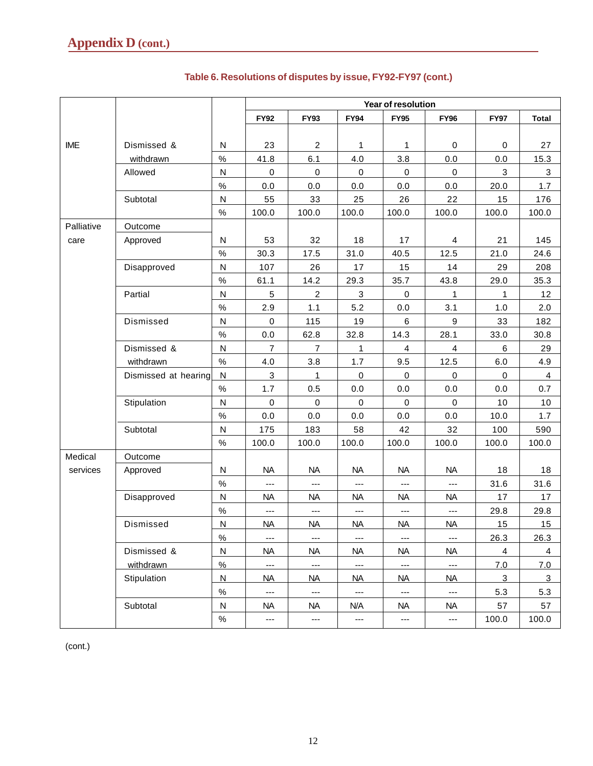## Appendix D (cont.)

**Table 6. Resolutions of disputes by issue, FY92-FY97 (cont.)**

| | | | Year of resolution | | | | | | |
|---|---|---|---|---|---|---|---|---|---|
| | | | FY92 | FY93 | FY94 | FY95 | FY96 | FY97 | Total |
| IME | Dismissed & withdrawn | N | 23 | 2 | 1 | 1 | 0 | 0 | 27 |
| | | % | 41.8 | 6.1 | 4.0 | 3.8 | 0.0 | 0.0 | 15.3 |
| | Allowed | N | 0 | 0 | 0 | 0 | 0 | 3 | 3 |
| | | % | 0.0 | 0.0 | 0.0 | 0.0 | 0.0 | 20.0 | 1.7 |
| | Subtotal | N | 55 | 33 | 25 | 26 | 22 | 15 | 176 |
| | | % | 100.0 | 100.0 | 100.0 | 100.0 | 100.0 | 100.0 | 100.0 |
| Palliative care | Outcome | | | | | | | | |
| | Approved | N | 53 | 32 | 18 | 17 | 4 | 21 | 145 |
| | | % | 30.3 | 17.5 | 31.0 | 40.5 | 12.5 | 21.0 | 24.6 |
| | Disapproved | N | 107 | 26 | 17 | 15 | 14 | 29 | 208 |
| | | % | 61.1 | 14.2 | 29.3 | 35.7 | 43.8 | 29.0 | 35.3 |
| | Partial | N | 5 | 2 | 3 | 0 | 1 | 1 | 12 |
| | | % | 2.9 | 1.1 | 5.2 | 0.0 | 3.1 | 1.0 | 2.0 |
| | Dismissed | N | 0 | 115 | 19 | 6 | 9 | 33 | 182 |
| | | % | 0.0 | 62.8 | 32.8 | 14.3 | 28.1 | 33.0 | 30.8 |
| | Dismissed & withdrawn | N | 7 | 7 | 1 | 4 | 4 | 6 | 29 |
| | | % | 4.0 | 3.8 | 1.7 | 9.5 | 12.5 | 6.0 | 4.9 |
| | Dismissed at hearing | N | 3 | 1 | 0 | 0 | 0 | 0 | 4 |
| | | % | 1.7 | 0.5 | 0.0 | 0.0 | 0.0 | 0.0 | 0.7 |
| | Stipulation | N | 0 | 0 | 0 | 0 | 0 | 10 | 10 |
| | | % | 0.0 | 0.0 | 0.0 | 0.0 | 0.0 | 10.0 | 1.7 |
| | Subtotal | N | 175 | 183 | 58 | 42 | 32 | 100 | 590 |
| | | % | 100.0 | 100.0 | 100.0 | 100.0 | 100.0 | 100.0 | 100.0 |
| Medical services | Outcome | | | | | | | | |
| | Approved | N | NA | NA | NA | NA | NA | 18 | 18 |
| | | % | --- | --- | --- | --- | --- | 31.6 | 31.6 |
| | Disapproved | N | NA | NA | NA | NA | NA | 17 | 17 |
| | | % | --- | --- | --- | --- | --- | 29.8 | 29.8 |
| | Dismissed | N | NA | NA | NA | NA | NA | 15 | 15 |
| | | % | --- | --- | --- | --- | --- | 26.3 | 26.3 |
| | Dismissed & withdrawn | N | NA | NA | NA | NA | NA | 4 | 4 |
| | | % | --- | --- | --- | --- | --- | 7.0 | 7.0 |
| | Stipulation | N | NA | NA | NA | NA | NA | 3 | 3 |
| | | % | --- | --- | --- | --- | --- | 5.3 | 5.3 |
| | Subtotal | N | NA | NA | N/A | NA | NA | 57 | 57 |
| | | % | --- | --- | --- | --- | --- | 100.0 | 100.0 |

(cont.)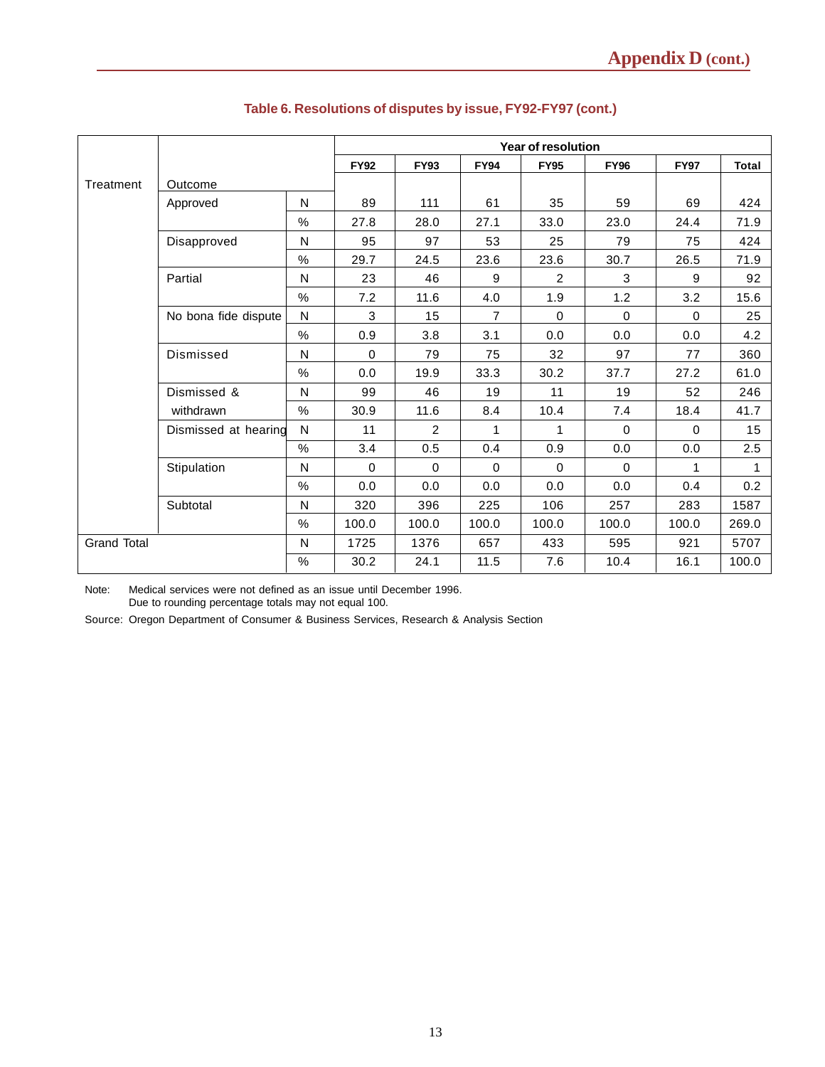### Table 6. Resolutions of disputes by issue, FY92-FY97 (cont.)

| Treatment | Outcome | | FY92 | FY93 | FY94 | FY95 | FY96 | FY97 | Total |
|---|---|---|---|---|---|---|---|---|---|
| | | | **Year of resolution** | | | | | | |
| Treatment | Approved | N | 89 | 111 | 61 | 35 | 59 | 69 | 424 |
| | | % | 27.8 | 28.0 | 27.1 | 33.0 | 23.0 | 24.4 | 71.9 |
| | Disapproved | N | 95 | 97 | 53 | 25 | 79 | 75 | 424 |
| | | % | 29.7 | 24.5 | 23.6 | 23.6 | 30.7 | 26.5 | 71.9 |
| | Partial | N | 23 | 46 | 9 | 2 | 3 | 9 | 92 |
| | | % | 7.2 | 11.6 | 4.0 | 1.9 | 1.2 | 3.2 | 15.6 |
| | No bona fide dispute | N | 3 | 15 | 7 | 0 | 0 | 0 | 25 |
| | | % | 0.9 | 3.8 | 3.1 | 0.0 | 0.0 | 0.0 | 4.2 |
| | Dismissed | N | 0 | 79 | 75 | 32 | 97 | 77 | 360 |
| | | % | 0.0 | 19.9 | 33.3 | 30.2 | 37.7 | 27.2 | 61.0 |
| | Dismissed & withdrawn | N | 99 | 46 | 19 | 11 | 19 | 52 | 246 |
| | | % | 30.9 | 11.6 | 8.4 | 10.4 | 7.4 | 18.4 | 41.7 |
| | Dismissed at hearing | N | 11 | 2 | 1 | 1 | 0 | 0 | 15 |
| | | % | 3.4 | 0.5 | 0.4 | 0.9 | 0.0 | 0.0 | 2.5 |
| | Stipulation | N | 0 | 0 | 0 | 0 | 0 | 1 | 1 |
| | | % | 0.0 | 0.0 | 0.0 | 0.0 | 0.0 | 0.4 | 0.2 |
| | Subtotal | N | 320 | 396 | 225 | 106 | 257 | 283 | 1587 |
| | | % | 100.0 | 100.0 | 100.0 | 100.0 | 100.0 | 100.0 | 269.0 |
| Grand Total | | N | 1725 | 1376 | 657 | 433 | 595 | 921 | 5707 |
| | | % | 30.2 | 24.1 | 11.5 | 7.6 | 10.4 | 16.1 | 100.0 |

Note: Medical services were not defined as an issue until December 1996.
Due to rounding percentage totals may not equal 100.

Source: Oregon Department of Consumer & Business Services, Research & Analysis Section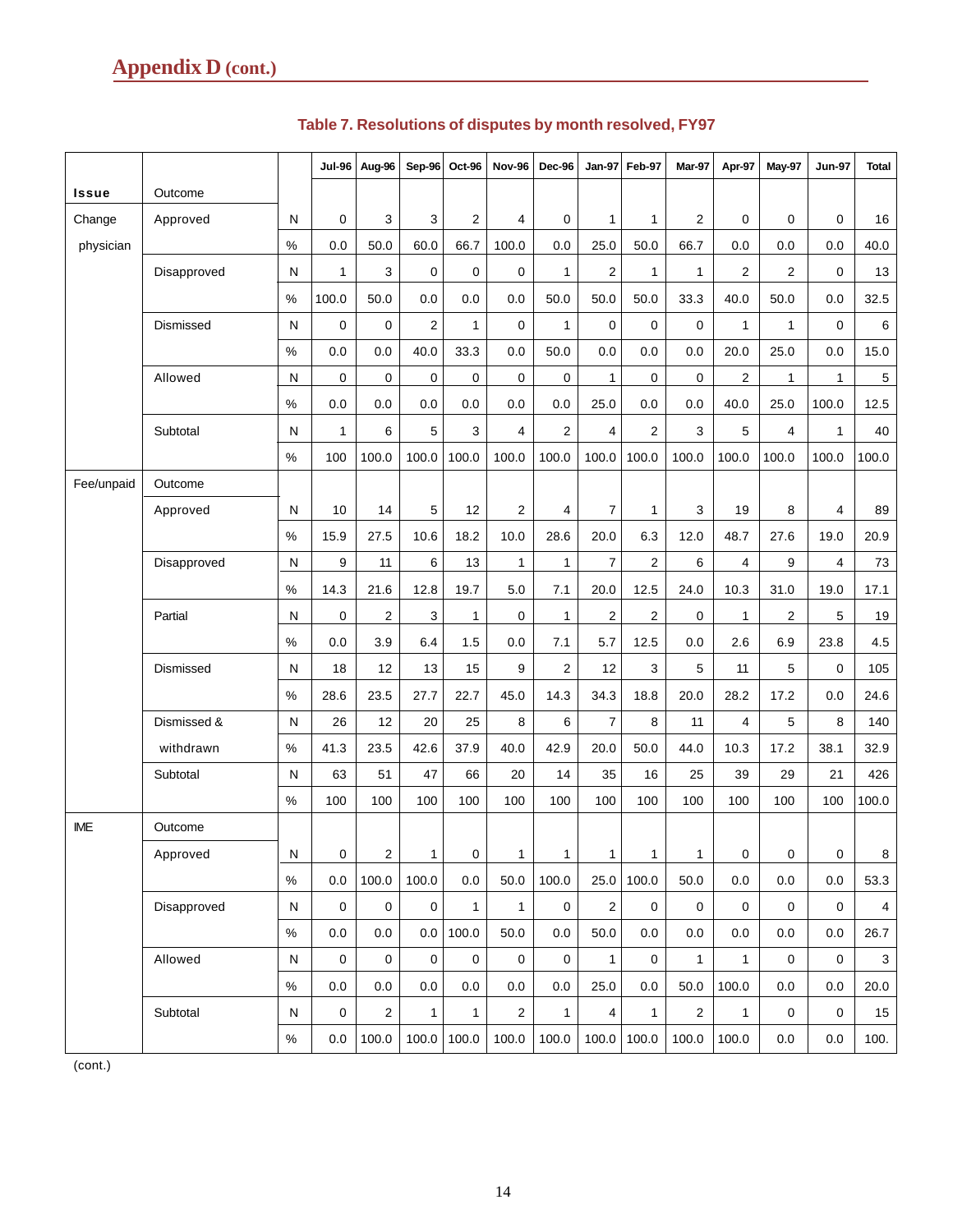## Appendix D (cont.)

**Table 7. Resolutions of disputes by month resolved, FY97**

| Issue | Outcome | | Jul-96 | Aug-96 | Sep-96 | Oct-96 | Nov-96 | Dec-96 | Jan-97 | Feb-97 | Mar-97 | Apr-97 | May-97 | Jun-97 | Total |
|---|---|---|---|---|---|---|---|---|---|---|---|---|---|---|---|
| Change physician | Approved | N | 0 | 3 | 3 | 2 | 4 | 0 | 1 | 1 | 2 | 0 | 0 | 0 | 16 |
| | | % | 0.0 | 50.0 | 60.0 | 66.7 | 100.0 | 0.0 | 25.0 | 50.0 | 66.7 | 0.0 | 0.0 | 0.0 | 40.0 |
| | Disapproved | N | 1 | 3 | 0 | 0 | 0 | 1 | 2 | 1 | 1 | 2 | 2 | 0 | 13 |
| | | % | 100.0 | 50.0 | 0.0 | 0.0 | 0.0 | 50.0 | 50.0 | 50.0 | 33.3 | 40.0 | 50.0 | 0.0 | 32.5 |
| | Dismissed | N | 0 | 0 | 2 | 1 | 0 | 1 | 0 | 0 | 0 | 1 | 1 | 0 | 6 |
| | | % | 0.0 | 0.0 | 40.0 | 33.3 | 0.0 | 50.0 | 0.0 | 0.0 | 0.0 | 20.0 | 25.0 | 0.0 | 15.0 |
| | Allowed | N | 0 | 0 | 0 | 0 | 0 | 0 | 1 | 0 | 0 | 2 | 1 | 1 | 5 |
| | | % | 0.0 | 0.0 | 0.0 | 0.0 | 0.0 | 0.0 | 25.0 | 0.0 | 0.0 | 40.0 | 25.0 | 100.0 | 12.5 |
| | Subtotal | N | 1 | 6 | 5 | 3 | 4 | 2 | 4 | 2 | 3 | 5 | 4 | 1 | 40 |
| | | % | 100 | 100.0 | 100.0 | 100.0 | 100.0 | 100.0 | 100.0 | 100.0 | 100.0 | 100.0 | 100.0 | 100.0 | 100.0 |
| Fee/unpaid | Outcome | | | | | | | | | | | | | | |
| | Approved | N | 10 | 14 | 5 | 12 | 2 | 4 | 7 | 1 | 3 | 19 | 8 | 4 | 89 |
| | | % | 15.9 | 27.5 | 10.6 | 18.2 | 10.0 | 28.6 | 20.0 | 6.3 | 12.0 | 48.7 | 27.6 | 19.0 | 20.9 |
| | Disapproved | N | 9 | 11 | 6 | 13 | 1 | 1 | 7 | 2 | 6 | 4 | 9 | 4 | 73 |
| | | % | 14.3 | 21.6 | 12.8 | 19.7 | 5.0 | 7.1 | 20.0 | 12.5 | 24.0 | 10.3 | 31.0 | 19.0 | 17.1 |
| | Partial | N | 0 | 2 | 3 | 1 | 0 | 1 | 2 | 2 | 0 | 1 | 2 | 5 | 19 |
| | | % | 0.0 | 3.9 | 6.4 | 1.5 | 0.0 | 7.1 | 5.7 | 12.5 | 0.0 | 2.6 | 6.9 | 23.8 | 4.5 |
| | Dismissed | N | 18 | 12 | 13 | 15 | 9 | 2 | 12 | 3 | 5 | 11 | 5 | 0 | 105 |
| | | % | 28.6 | 23.5 | 27.7 | 22.7 | 45.0 | 14.3 | 34.3 | 18.8 | 20.0 | 28.2 | 17.2 | 0.0 | 24.6 |
| | Dismissed & withdrawn | N | 26 | 12 | 20 | 25 | 8 | 6 | 7 | 8 | 11 | 4 | 5 | 8 | 140 |
| | | % | 41.3 | 23.5 | 42.6 | 37.9 | 40.0 | 42.9 | 20.0 | 50.0 | 44.0 | 10.3 | 17.2 | 38.1 | 32.9 |
| | Subtotal | N | 63 | 51 | 47 | 66 | 20 | 14 | 35 | 16 | 25 | 39 | 29 | 21 | 426 |
| | | % | 100 | 100 | 100 | 100 | 100 | 100 | 100 | 100 | 100 | 100 | 100 | 100 | 100.0 |
| IME | Outcome | | | | | | | | | | | | | | |
| | Approved | N | 0 | 2 | 1 | 0 | 1 | 1 | 1 | 1 | 1 | 0 | 0 | 0 | 8 |
| | | % | 0.0 | 100.0 | 100.0 | 0.0 | 50.0 | 100.0 | 25.0 | 100.0 | 50.0 | 0.0 | 0.0 | 0.0 | 53.3 |
| | Disapproved | N | 0 | 0 | 0 | 1 | 1 | 0 | 2 | 0 | 0 | 0 | 0 | 0 | 4 |
| | | % | 0.0 | 0.0 | 0.0 | 100.0 | 50.0 | 0.0 | 50.0 | 0.0 | 0.0 | 0.0 | 0.0 | 0.0 | 26.7 |
| | Allowed | N | 0 | 0 | 0 | 0 | 0 | 0 | 1 | 0 | 1 | 1 | 0 | 0 | 3 |
| | | % | 0.0 | 0.0 | 0.0 | 0.0 | 0.0 | 0.0 | 25.0 | 0.0 | 50.0 | 100.0 | 0.0 | 0.0 | 20.0 |
| | Subtotal | N | 0 | 2 | 1 | 1 | 2 | 1 | 4 | 1 | 2 | 1 | 0 | 0 | 15 |
| | | % | 0.0 | 100.0 | 100.0 | 100.0 | 100.0 | 100.0 | 100.0 | 100.0 | 100.0 | 100.0 | 0.0 | 0.0 | 100. |

(cont.)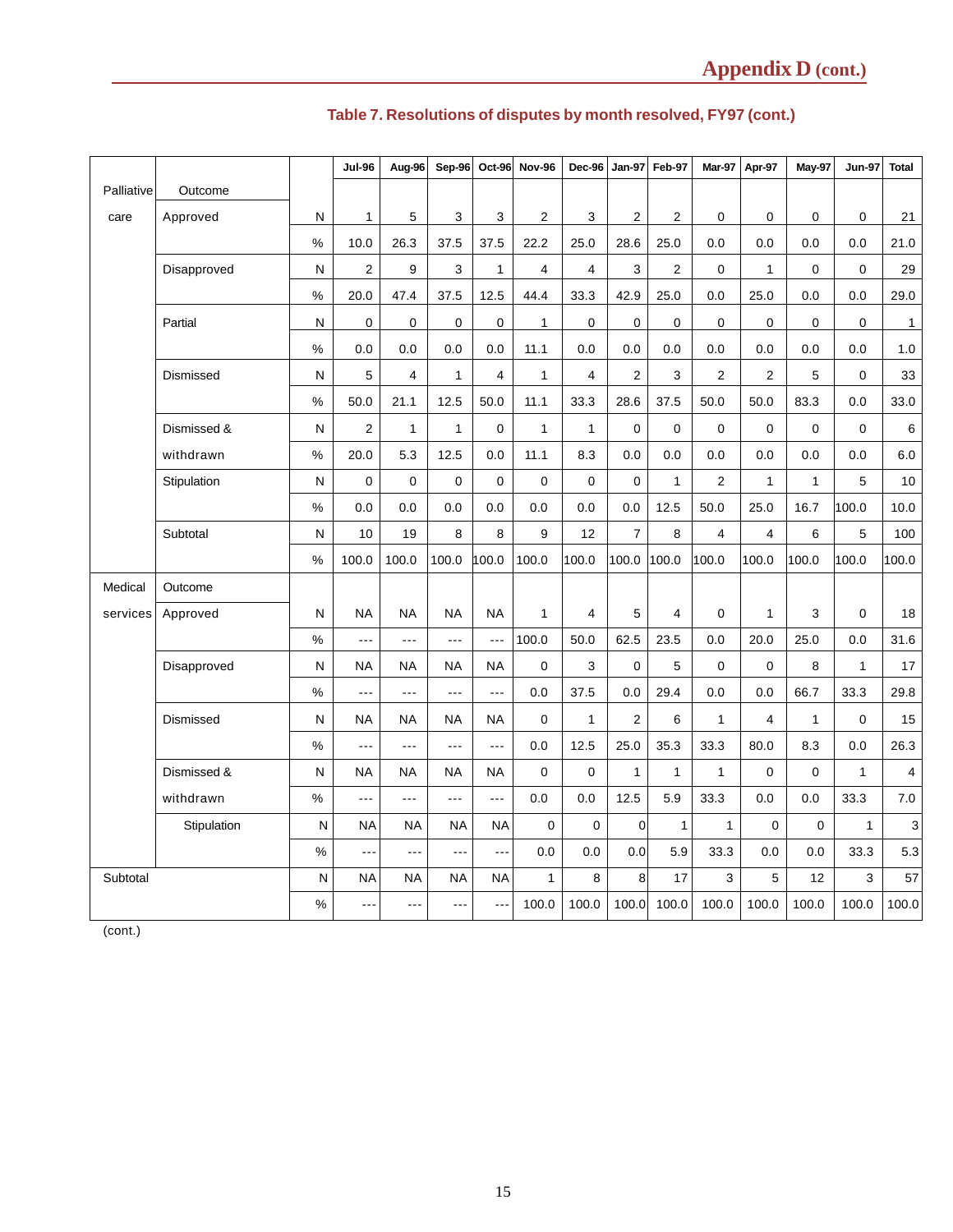# Appendix D (cont.)

## Table 7. Resolutions of disputes by month resolved, FY97 (cont.)

| | | | Jul-96 | Aug-96 | Sep-96 | Oct-96 | Nov-96 | Dec-96 | Jan-97 | Feb-97 | Mar-97 | Apr-97 | May-97 | Jun-97 | Total |
|---|---|---|---|---|---|---|---|---|---|---|---|---|---|---|---|
| Palliative care | Outcome | | | | | | | | | | | | | | |
| | Approved | N | 1 | 5 | 3 | 3 | 2 | 3 | 2 | 2 | 0 | 0 | 0 | 0 | 21 |
| | | % | 10.0 | 26.3 | 37.5 | 37.5 | 22.2 | 25.0 | 28.6 | 25.0 | 0.0 | 0.0 | 0.0 | 0.0 | 21.0 |
| | Disapproved | N | 2 | 9 | 3 | 1 | 4 | 4 | 3 | 2 | 0 | 1 | 0 | 0 | 29 |
| | | % | 20.0 | 47.4 | 37.5 | 12.5 | 44.4 | 33.3 | 42.9 | 25.0 | 0.0 | 25.0 | 0.0 | 0.0 | 29.0 |
| | Partial | N | 0 | 0 | 0 | 0 | 1 | 0 | 0 | 0 | 0 | 0 | 0 | 0 | 1 |
| | | % | 0.0 | 0.0 | 0.0 | 0.0 | 11.1 | 0.0 | 0.0 | 0.0 | 0.0 | 0.0 | 0.0 | 0.0 | 1.0 |
| | Dismissed | N | 5 | 4 | 1 | 4 | 1 | 4 | 2 | 3 | 2 | 2 | 5 | 0 | 33 |
| | | % | 50.0 | 21.1 | 12.5 | 50.0 | 11.1 | 33.3 | 28.6 | 37.5 | 50.0 | 50.0 | 83.3 | 0.0 | 33.0 |
| | Dismissed & withdrawn | N | 2 | 1 | 1 | 0 | 1 | 1 | 0 | 0 | 0 | 0 | 0 | 0 | 6 |
| | | % | 20.0 | 5.3 | 12.5 | 0.0 | 11.1 | 8.3 | 0.0 | 0.0 | 0.0 | 0.0 | 0.0 | 0.0 | 6.0 |
| | Stipulation | N | 0 | 0 | 0 | 0 | 0 | 0 | 0 | 1 | 2 | 1 | 1 | 5 | 10 |
| | | % | 0.0 | 0.0 | 0.0 | 0.0 | 0.0 | 0.0 | 0.0 | 12.5 | 50.0 | 25.0 | 16.7 | 100.0 | 10.0 |
| | Subtotal | N | 10 | 19 | 8 | 8 | 9 | 12 | 7 | 8 | 4 | 4 | 6 | 5 | 100 |
| | | % | 100.0 | 100.0 | 100.0 | 100.0 | 100.0 | 100.0 | 100.0 | 100.0 | 100.0 | 100.0 | 100.0 | 100.0 | 100.0 |
| Medical services | Outcome | | | | | | | | | | | | | | |
| | Approved | N | NA | NA | NA | NA | 1 | 4 | 5 | 4 | 0 | 1 | 3 | 0 | 18 |
| | | % | --- | --- | --- | --- | 100.0 | 50.0 | 62.5 | 23.5 | 0.0 | 20.0 | 25.0 | 0.0 | 31.6 |
| | Disapproved | N | NA | NA | NA | NA | 0 | 3 | 0 | 5 | 0 | 0 | 8 | 1 | 17 |
| | | % | --- | --- | --- | --- | 0.0 | 37.5 | 0.0 | 29.4 | 0.0 | 0.0 | 66.7 | 33.3 | 29.8 |
| | Dismissed | N | NA | NA | NA | NA | 0 | 1 | 2 | 6 | 1 | 4 | 1 | 0 | 15 |
| | | % | --- | --- | --- | --- | 0.0 | 12.5 | 25.0 | 35.3 | 33.3 | 80.0 | 8.3 | 0.0 | 26.3 |
| | Dismissed & withdrawn | N | NA | NA | NA | NA | 0 | 0 | 1 | 1 | 1 | 0 | 0 | 1 | 4 |
| | | % | --- | --- | --- | --- | 0.0 | 0.0 | 12.5 | 5.9 | 33.3 | 0.0 | 0.0 | 33.3 | 7.0 |
| | Stipulation | N | NA | NA | NA | NA | 0 | 0 | 0 | 1 | 1 | 0 | 0 | 1 | 3 |
| | | % | --- | --- | --- | --- | 0.0 | 0.0 | 0.0 | 5.9 | 33.3 | 0.0 | 0.0 | 33.3 | 5.3 |
| Subtotal | | N | NA | NA | NA | NA | 1 | 8 | 8 | 17 | 3 | 5 | 12 | 3 | 57 |
| | | % | --- | --- | --- | --- | 100.0 | 100.0 | 100.0 | 100.0 | 100.0 | 100.0 | 100.0 | 100.0 | 100.0 |

(cont.)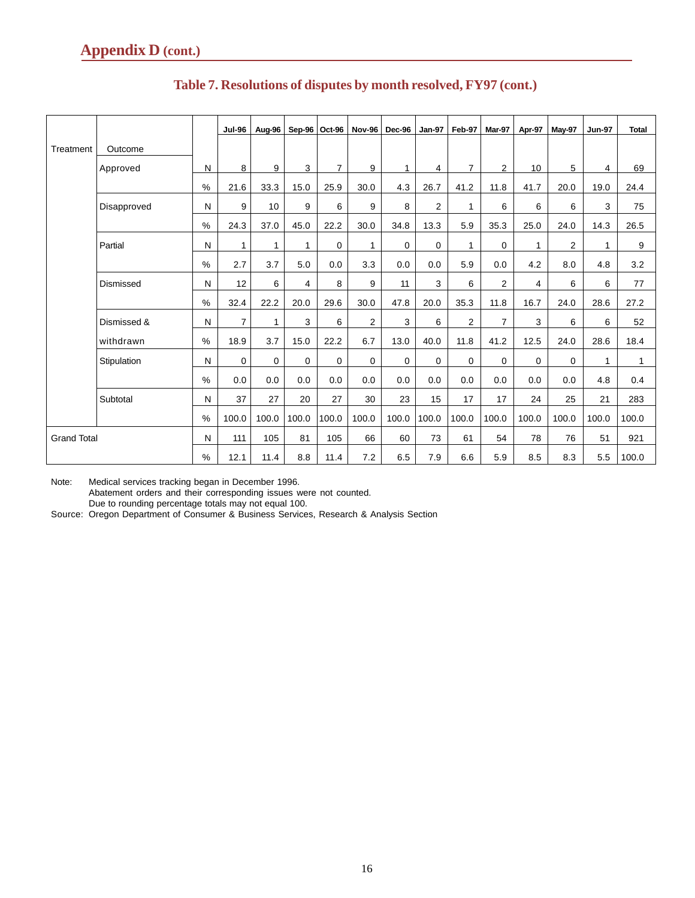# Appendix D (cont.)

## Table 7. Resolutions of disputes by month resolved, FY97 (cont.)

| Treatment | Outcome | | Jul-96 | Aug-96 | Sep-96 | Oct-96 | Nov-96 | Dec-96 | Jan-97 | Feb-97 | Mar-97 | Apr-97 | May-97 | Jun-97 | Total |
|---|---|---|---|---|---|---|---|---|---|---|---|---|---|---|---|
| | Approved | N | 8 | 9 | 3 | 7 | 9 | 1 | 4 | 7 | 2 | 10 | 5 | 4 | 69 |
| | | % | 21.6 | 33.3 | 15.0 | 25.9 | 30.0 | 4.3 | 26.7 | 41.2 | 11.8 | 41.7 | 20.0 | 19.0 | 24.4 |
| | Disapproved | N | 9 | 10 | 9 | 6 | 9 | 8 | 2 | 1 | 6 | 6 | 6 | 3 | 75 |
| | | % | 24.3 | 37.0 | 45.0 | 22.2 | 30.0 | 34.8 | 13.3 | 5.9 | 35.3 | 25.0 | 24.0 | 14.3 | 26.5 |
| | Partial | N | 1 | 1 | 1 | 0 | 1 | 0 | 0 | 1 | 0 | 1 | 2 | 1 | 9 |
| | | % | 2.7 | 3.7 | 5.0 | 0.0 | 3.3 | 0.0 | 0.0 | 5.9 | 0.0 | 4.2 | 8.0 | 4.8 | 3.2 |
| | Dismissed | N | 12 | 6 | 4 | 8 | 9 | 11 | 3 | 6 | 2 | 4 | 6 | 6 | 77 |
| | | % | 32.4 | 22.2 | 20.0 | 29.6 | 30.0 | 47.8 | 20.0 | 35.3 | 11.8 | 16.7 | 24.0 | 28.6 | 27.2 |
| | Dismissed & withdrawn | N | 7 | 1 | 3 | 6 | 2 | 3 | 6 | 2 | 7 | 3 | 6 | 6 | 52 |
| | | % | 18.9 | 3.7 | 15.0 | 22.2 | 6.7 | 13.0 | 40.0 | 11.8 | 41.2 | 12.5 | 24.0 | 28.6 | 18.4 |
| | Stipulation | N | 0 | 0 | 0 | 0 | 0 | 0 | 0 | 0 | 0 | 0 | 0 | 1 | 1 |
| | | % | 0.0 | 0.0 | 0.0 | 0.0 | 0.0 | 0.0 | 0.0 | 0.0 | 0.0 | 0.0 | 0.0 | 4.8 | 0.4 |
| | Subtotal | N | 37 | 27 | 20 | 27 | 30 | 23 | 15 | 17 | 17 | 24 | 25 | 21 | 283 |
| | | % | 100.0 | 100.0 | 100.0 | 100.0 | 100.0 | 100.0 | 100.0 | 100.0 | 100.0 | 100.0 | 100.0 | 100.0 | 100.0 |
| Grand Total | | N | 111 | 105 | 81 | 105 | 66 | 60 | 73 | 61 | 54 | 78 | 76 | 51 | 921 |
| | | % | 12.1 | 11.4 | 8.8 | 11.4 | 7.2 | 6.5 | 7.9 | 6.6 | 5.9 | 8.5 | 8.3 | 5.5 | 100.0 |

Note: Medical services tracking began in December 1996.
Abatement orders and their corresponding issues were not counted.
Due to rounding percentage totals may not equal 100.

Source: Oregon Department of Consumer & Business Services, Research & Analysis Section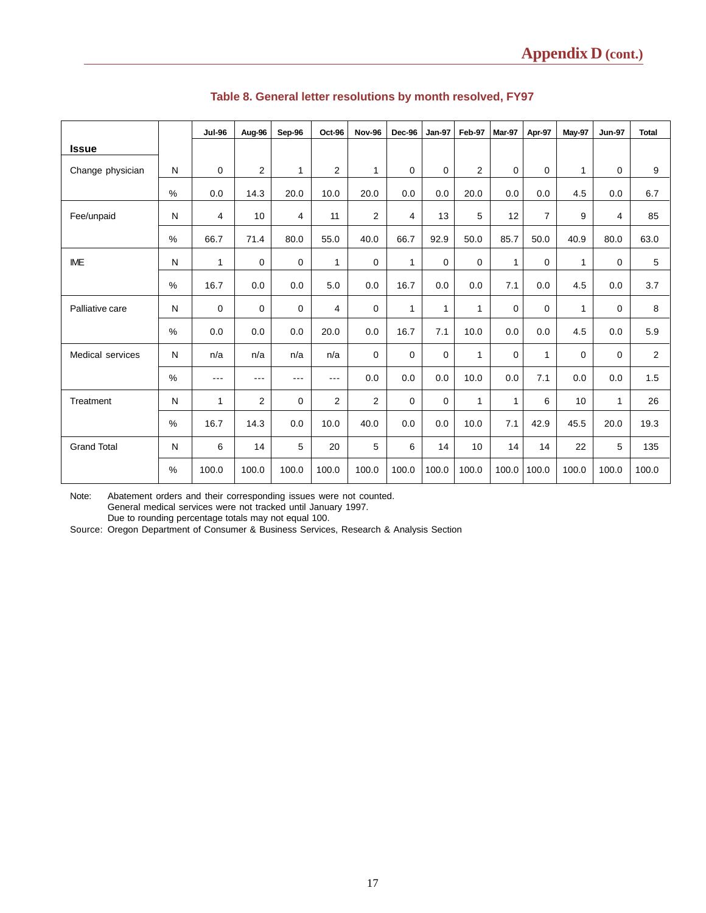Appendix D (cont.)

## Table 8. General letter resolutions by month resolved, FY97

| Issue | | Jul-96 | Aug-96 | Sep-96 | Oct-96 | Nov-96 | Dec-96 | Jan-97 | Feb-97 | Mar-97 | Apr-97 | May-97 | Jun-97 | Total |
|---|---|---|---|---|---|---|---|---|---|---|---|---|---|---|
| Change physician | N | 0 | 2 | 1 | 2 | 1 | 0 | 0 | 2 | 0 | 0 | 1 | 0 | 9 |
| | % | 0.0 | 14.3 | 20.0 | 10.0 | 20.0 | 0.0 | 0.0 | 20.0 | 0.0 | 0.0 | 4.5 | 0.0 | 6.7 |
| Fee/unpaid | N | 4 | 10 | 4 | 11 | 2 | 4 | 13 | 5 | 12 | 7 | 9 | 4 | 85 |
| | % | 66.7 | 71.4 | 80.0 | 55.0 | 40.0 | 66.7 | 92.9 | 50.0 | 85.7 | 50.0 | 40.9 | 80.0 | 63.0 |
| IME | N | 1 | 0 | 0 | 1 | 0 | 1 | 0 | 0 | 1 | 0 | 1 | 0 | 5 |
| | % | 16.7 | 0.0 | 0.0 | 5.0 | 0.0 | 16.7 | 0.0 | 0.0 | 7.1 | 0.0 | 4.5 | 0.0 | 3.7 |
| Palliative care | N | 0 | 0 | 0 | 4 | 0 | 1 | 1 | 1 | 0 | 0 | 1 | 0 | 8 |
| | % | 0.0 | 0.0 | 0.0 | 20.0 | 0.0 | 16.7 | 7.1 | 10.0 | 0.0 | 0.0 | 4.5 | 0.0 | 5.9 |
| Medical services | N | n/a | n/a | n/a | n/a | 0 | 0 | 0 | 1 | 0 | 1 | 0 | 0 | 2 |
| | % | --- | --- | --- | --- | 0.0 | 0.0 | 0.0 | 10.0 | 0.0 | 7.1 | 0.0 | 0.0 | 1.5 |
| Treatment | N | 1 | 2 | 0 | 2 | 2 | 0 | 0 | 1 | 1 | 6 | 10 | 1 | 26 |
| | % | 16.7 | 14.3 | 0.0 | 10.0 | 40.0 | 0.0 | 0.0 | 10.0 | 7.1 | 42.9 | 45.5 | 20.0 | 19.3 |
| Grand Total | N | 6 | 14 | 5 | 20 | 5 | 6 | 14 | 10 | 14 | 14 | 22 | 5 | 135 |
| | % | 100.0 | 100.0 | 100.0 | 100.0 | 100.0 | 100.0 | 100.0 | 100.0 | 100.0 | 100.0 | 100.0 | 100.0 | 100.0 |

Note: Abatement orders and their corresponding issues were not counted.
General medical services were not tracked until January 1997.
Due to rounding percentage totals may not equal 100.

Source: Oregon Department of Consumer & Business Services, Research & Analysis Section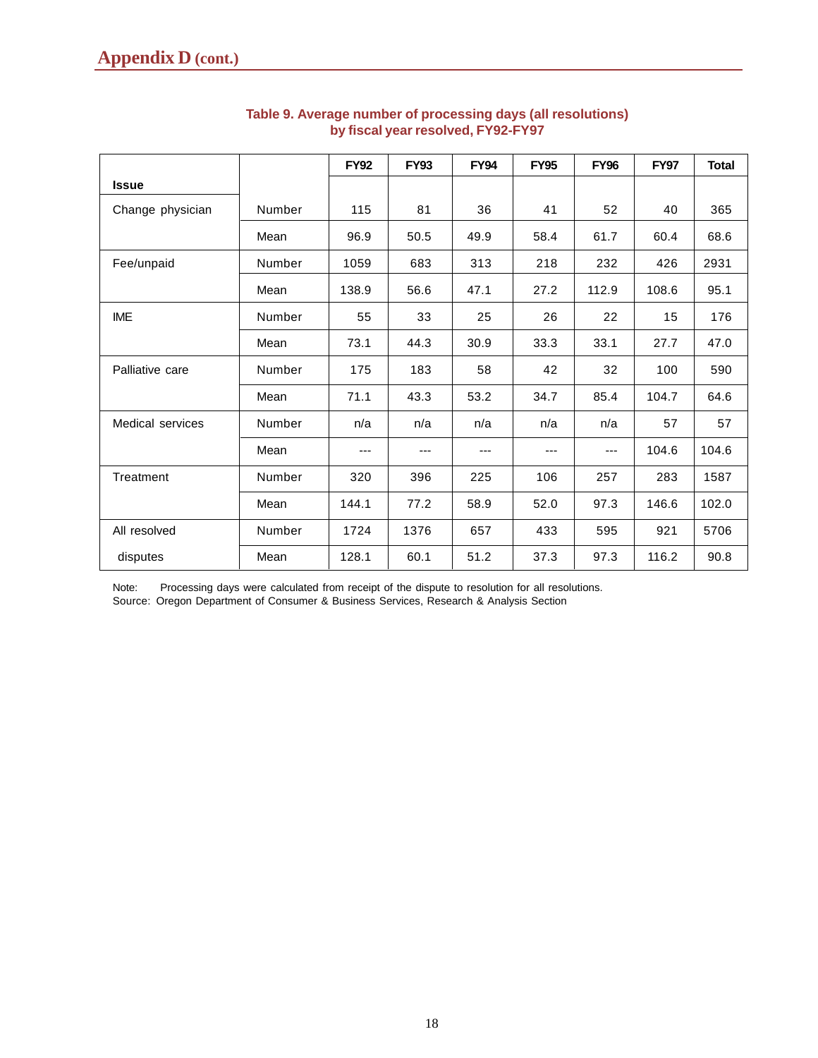## Appendix D (cont.)

**Table 9. Average number of processing days (all resolutions) by fiscal year resolved, FY92-FY97**

| Issue | | FY92 | FY93 | FY94 | FY95 | FY96 | FY97 | Total |
|---|---|---|---|---|---|---|---|---|
| Change physician | Number | 115 | 81 | 36 | 41 | 52 | 40 | 365 |
| | Mean | 96.9 | 50.5 | 49.9 | 58.4 | 61.7 | 60.4 | 68.6 |
| Fee/unpaid | Number | 1059 | 683 | 313 | 218 | 232 | 426 | 2931 |
| | Mean | 138.9 | 56.6 | 47.1 | 27.2 | 112.9 | 108.6 | 95.1 |
| IME | Number | 55 | 33 | 25 | 26 | 22 | 15 | 176 |
| | Mean | 73.1 | 44.3 | 30.9 | 33.3 | 33.1 | 27.7 | 47.0 |
| Palliative care | Number | 175 | 183 | 58 | 42 | 32 | 100 | 590 |
| | Mean | 71.1 | 43.3 | 53.2 | 34.7 | 85.4 | 104.7 | 64.6 |
| Medical services | Number | n/a | n/a | n/a | n/a | n/a | 57 | 57 |
| | Mean | --- | --- | --- | --- | --- | 104.6 | 104.6 |
| Treatment | Number | 320 | 396 | 225 | 106 | 257 | 283 | 1587 |
| | Mean | 144.1 | 77.2 | 58.9 | 52.0 | 97.3 | 146.6 | 102.0 |
| All resolved disputes | Number | 1724 | 1376 | 657 | 433 | 595 | 921 | 5706 |
| | Mean | 128.1 | 60.1 | 51.2 | 37.3 | 97.3 | 116.2 | 90.8 |

Note: Processing days were calculated from receipt of the dispute to resolution for all resolutions.
Source: Oregon Department of Consumer & Business Services, Research & Analysis Section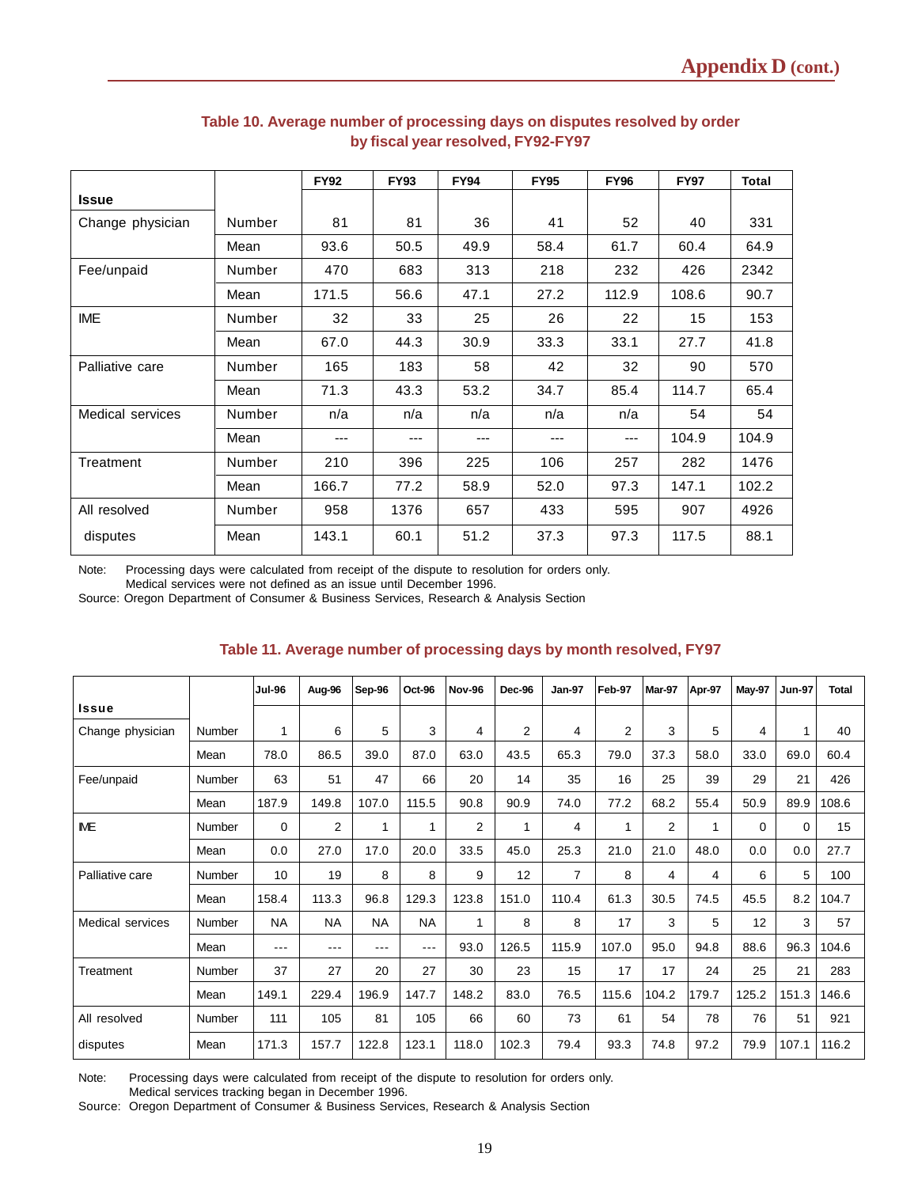## Table 10. Average number of processing days on disputes resolved by order by fiscal year resolved, FY92-FY97

| Issue | | FY92 | FY93 | FY94 | FY95 | FY96 | FY97 | Total |
|---|---|---|---|---|---|---|---|---|
| Change physician | Number | 81 | 81 | 36 | 41 | 52 | 40 | 331 |
| | Mean | 93.6 | 50.5 | 49.9 | 58.4 | 61.7 | 60.4 | 64.9 |
| Fee/unpaid | Number | 470 | 683 | 313 | 218 | 232 | 426 | 2342 |
| | Mean | 171.5 | 56.6 | 47.1 | 27.2 | 112.9 | 108.6 | 90.7 |
| IME | Number | 32 | 33 | 25 | 26 | 22 | 15 | 153 |
| | Mean | 67.0 | 44.3 | 30.9 | 33.3 | 33.1 | 27.7 | 41.8 |
| Palliative care | Number | 165 | 183 | 58 | 42 | 32 | 90 | 570 |
| | Mean | 71.3 | 43.3 | 53.2 | 34.7 | 85.4 | 114.7 | 65.4 |
| Medical services | Number | n/a | n/a | n/a | n/a | n/a | 54 | 54 |
| | Mean | --- | --- | --- | --- | --- | 104.9 | 104.9 |
| Treatment | Number | 210 | 396 | 225 | 106 | 257 | 282 | 1476 |
| | Mean | 166.7 | 77.2 | 58.9 | 52.0 | 97.3 | 147.1 | 102.2 |
| All resolved disputes | Number | 958 | 1376 | 657 | 433 | 595 | 907 | 4926 |
| | Mean | 143.1 | 60.1 | 51.2 | 37.3 | 97.3 | 117.5 | 88.1 |

Note: Processing days were calculated from receipt of the dispute to resolution for orders only.
Medical services were not defined as an issue until December 1996.
Source: Oregon Department of Consumer & Business Services, Research & Analysis Section

## Table 11. Average number of processing days by month resolved, FY97

| Issue | | Jul-96 | Aug-96 | Sep-96 | Oct-96 | Nov-96 | Dec-96 | Jan-97 | Feb-97 | Mar-97 | Apr-97 | May-97 | Jun-97 | Total |
|---|---|---|---|---|---|---|---|---|---|---|---|---|---|---|
| Change physician | Number | 1 | 6 | 5 | 3 | 4 | 2 | 4 | 2 | 3 | 5 | 4 | 1 | 40 |
| | Mean | 78.0 | 86.5 | 39.0 | 87.0 | 63.0 | 43.5 | 65.3 | 79.0 | 37.3 | 58.0 | 33.0 | 69.0 | 60.4 |
| Fee/unpaid | Number | 63 | 51 | 47 | 66 | 20 | 14 | 35 | 16 | 25 | 39 | 29 | 21 | 426 |
| | Mean | 187.9 | 149.8 | 107.0 | 115.5 | 90.8 | 90.9 | 74.0 | 77.2 | 68.2 | 55.4 | 50.9 | 89.9 | 108.6 |
| IME | Number | 0 | 2 | 1 | 1 | 2 | 1 | 4 | 1 | 2 | 1 | 0 | 0 | 15 |
| | Mean | 0.0 | 27.0 | 17.0 | 20.0 | 33.5 | 45.0 | 25.3 | 21.0 | 21.0 | 48.0 | 0.0 | 0.0 | 27.7 |
| Palliative care | Number | 10 | 19 | 8 | 8 | 9 | 12 | 7 | 8 | 4 | 4 | 6 | 5 | 100 |
| | Mean | 158.4 | 113.3 | 96.8 | 129.3 | 123.8 | 151.0 | 110.4 | 61.3 | 30.5 | 74.5 | 45.5 | 8.2 | 104.7 |
| Medical services | Number | NA | NA | NA | NA | 1 | 8 | 8 | 17 | 3 | 5 | 12 | 3 | 57 |
| | Mean | --- | --- | --- | --- | 93.0 | 126.5 | 115.9 | 107.0 | 95.0 | 94.8 | 88.6 | 96.3 | 104.6 |
| Treatment | Number | 37 | 27 | 20 | 27 | 30 | 23 | 15 | 17 | 17 | 24 | 25 | 21 | 283 |
| | Mean | 149.1 | 229.4 | 196.9 | 147.7 | 148.2 | 83.0 | 76.5 | 115.6 | 104.2 | 179.7 | 125.2 | 151.3 | 146.6 |
| All resolved disputes | Number | 111 | 105 | 81 | 105 | 66 | 60 | 73 | 61 | 54 | 78 | 76 | 51 | 921 |
| | Mean | 171.3 | 157.7 | 122.8 | 123.1 | 118.0 | 102.3 | 79.4 | 93.3 | 74.8 | 97.2 | 79.9 | 107.1 | 116.2 |

Note: Processing days were calculated from receipt of the dispute to resolution for orders only.
Medical services tracking began in December 1996.
Source: Oregon Department of Consumer & Business Services, Research & Analysis Section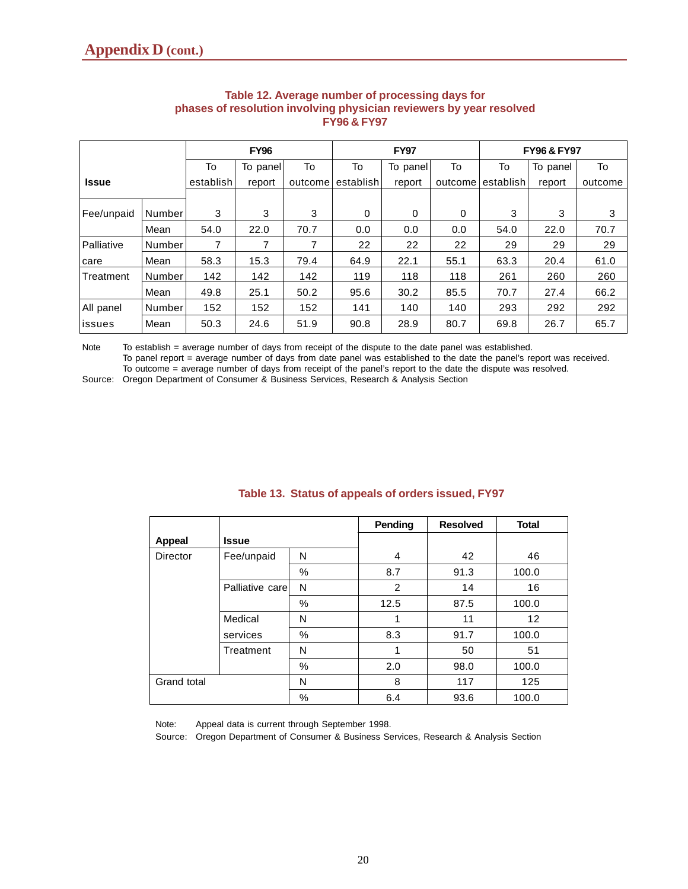## Appendix D (cont.)

**Table 12. Average number of processing days for phases of resolution involving physician reviewers by year resolved FY96 & FY97**

| Issue | | FY96 | | | FY97 | | | FY96 & FY97 | | |
|---|---|---|---|---|---|---|---|---|---|---|
| | | To establish | To panel report | To outcome | To establish | To panel report | To outcome | To establish | To panel report | To outcome |
| Fee/unpaid | Number | 3 | 3 | 3 | 0 | 0 | 0 | 3 | 3 | 3 |
| | Mean | 54.0 | 22.0 | 70.7 | 0.0 | 0.0 | 0.0 | 54.0 | 22.0 | 70.7 |
| Palliative care | Number | 7 | 7 | 7 | 22 | 22 | 22 | 29 | 29 | 29 |
| | Mean | 58.3 | 15.3 | 79.4 | 64.9 | 22.1 | 55.1 | 63.3 | 20.4 | 61.0 |
| Treatment | Number | 142 | 142 | 142 | 119 | 118 | 118 | 261 | 260 | 260 |
| | Mean | 49.8 | 25.1 | 50.2 | 95.6 | 30.2 | 85.5 | 70.7 | 27.4 | 66.2 |
| All panel issues | Number | 152 | 152 | 152 | 141 | 140 | 140 | 293 | 292 | 292 |
| | Mean | 50.3 | 24.6 | 51.9 | 90.8 | 28.9 | 80.7 | 69.8 | 26.7 | 65.7 |

Note: To establish = average number of days from receipt of the dispute to the date panel was established.
To panel report = average number of days from date panel was established to the date the panel's report was received.
To outcome = average number of days from receipt of the panel's report to the date the dispute was resolved.

Source: Oregon Department of Consumer & Business Services, Research & Analysis Section

**Table 13. Status of appeals of orders issued, FY97**

| Appeal | Issue | | Pending | Resolved | Total |
|---|---|---|---|---|---|
| Director | Fee/unpaid | N | 4 | 42 | 46 |
| | | % | 8.7 | 91.3 | 100.0 |
| | Palliative care | N | 2 | 14 | 16 |
| | | % | 12.5 | 87.5 | 100.0 |
| | Medical services | N | 1 | 11 | 12 |
| | | % | 8.3 | 91.7 | 100.0 |
| | Treatment | N | 1 | 50 | 51 |
| | | % | 2.0 | 98.0 | 100.0 |
| Grand total | | N | 8 | 117 | 125 |
| | | % | 6.4 | 93.6 | 100.0 |

Note: Appeal data is current through September 1998.

Source: Oregon Department of Consumer & Business Services, Research & Analysis Section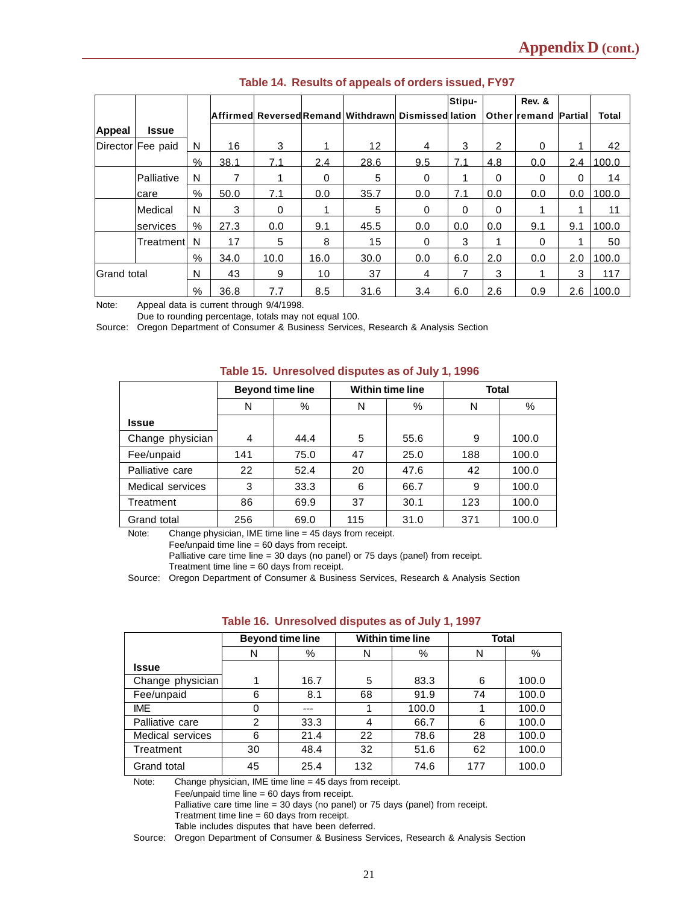## Table 14. Results of appeals of orders issued, FY97

| Appeal | Issue | | Affirmed | Reversed | Remand | Withdrawn | Dismissed | Stipulation | Other | Rev. & remand | Partial | Total |
|---|---|---|---|---|---|---|---|---|---|---|---|---|
| Director | Fee paid | N | 16 | 3 | 1 | 12 | 4 | 3 | 2 | 0 | 1 | 42 |
| | | % | 38.1 | 7.1 | 2.4 | 28.6 | 9.5 | 7.1 | 4.8 | 0.0 | 2.4 | 100.0 |
| | Palliative care | N | 7 | 1 | 0 | 5 | 0 | 1 | 0 | 0 | 0 | 14 |
| | | % | 50.0 | 7.1 | 0.0 | 35.7 | 0.0 | 7.1 | 0.0 | 0.0 | 0.0 | 100.0 |
| | Medical services | N | 3 | 0 | 1 | 5 | 0 | 0 | 0 | 1 | 1 | 11 |
| | | % | 27.3 | 0.0 | 9.1 | 45.5 | 0.0 | 0.0 | 0.0 | 9.1 | 9.1 | 100.0 |
| | Treatment | N | 17 | 5 | 8 | 15 | 0 | 3 | 1 | 0 | 1 | 50 |
| | | % | 34.0 | 10.0 | 16.0 | 30.0 | 0.0 | 6.0 | 2.0 | 0.0 | 2.0 | 100.0 |
| Grand total | | N | 43 | 9 | 10 | 37 | 4 | 7 | 3 | 1 | 3 | 117 |
| | | % | 36.8 | 7.7 | 8.5 | 31.6 | 3.4 | 6.0 | 2.6 | 0.9 | 2.6 | 100.0 |

Note: Appeal data is current through 9/4/1998.
Due to rounding percentage, totals may not equal 100.

Source: Oregon Department of Consumer & Business Services, Research & Analysis Section

## Table 15. Unresolved disputes as of July 1, 1996

| Issue | Beyond time line N | Beyond time line % | Within time line N | Within time line % | Total N | Total % |
|---|---|---|---|---|---|---|
| Change physician | 4 | 44.4 | 5 | 55.6 | 9 | 100.0 |
| Fee/unpaid | 141 | 75.0 | 47 | 25.0 | 188 | 100.0 |
| Palliative care | 22 | 52.4 | 20 | 47.6 | 42 | 100.0 |
| Medical services | 3 | 33.3 | 6 | 66.7 | 9 | 100.0 |
| Treatment | 86 | 69.9 | 37 | 30.1 | 123 | 100.0 |
| Grand total | 256 | 69.0 | 115 | 31.0 | 371 | 100.0 |

Note: Change physician, IME time line = 45 days from receipt.
Fee/unpaid time line = 60 days from receipt.
Palliative care time line = 30 days (no panel) or 75 days (panel) from receipt.
Treatment time line = 60 days from receipt.

Source: Oregon Department of Consumer & Business Services, Research & Analysis Section

## Table 16. Unresolved disputes as of July 1, 1997

| Issue | Beyond time line N | Beyond time line % | Within time line N | Within time line % | Total N | Total % |
|---|---|---|---|---|---|---|
| Change physician | 1 | 16.7 | 5 | 83.3 | 6 | 100.0 |
| Fee/unpaid | 6 | 8.1 | 68 | 91.9 | 74 | 100.0 |
| IME | 0 | --- | 1 | 100.0 | 1 | 100.0 |
| Palliative care | 2 | 33.3 | 4 | 66.7 | 6 | 100.0 |
| Medical services | 6 | 21.4 | 22 | 78.6 | 28 | 100.0 |
| Treatment | 30 | 48.4 | 32 | 51.6 | 62 | 100.0 |
| Grand total | 45 | 25.4 | 132 | 74.6 | 177 | 100.0 |

Note: Change physician, IME time line = 45 days from receipt.
Fee/unpaid time line = 60 days from receipt.
Palliative care time line = 30 days (no panel) or 75 days (panel) from receipt.
Treatment time line = 60 days from receipt.
Table includes disputes that have been deferred.

Source: Oregon Department of Consumer & Business Services, Research & Analysis Section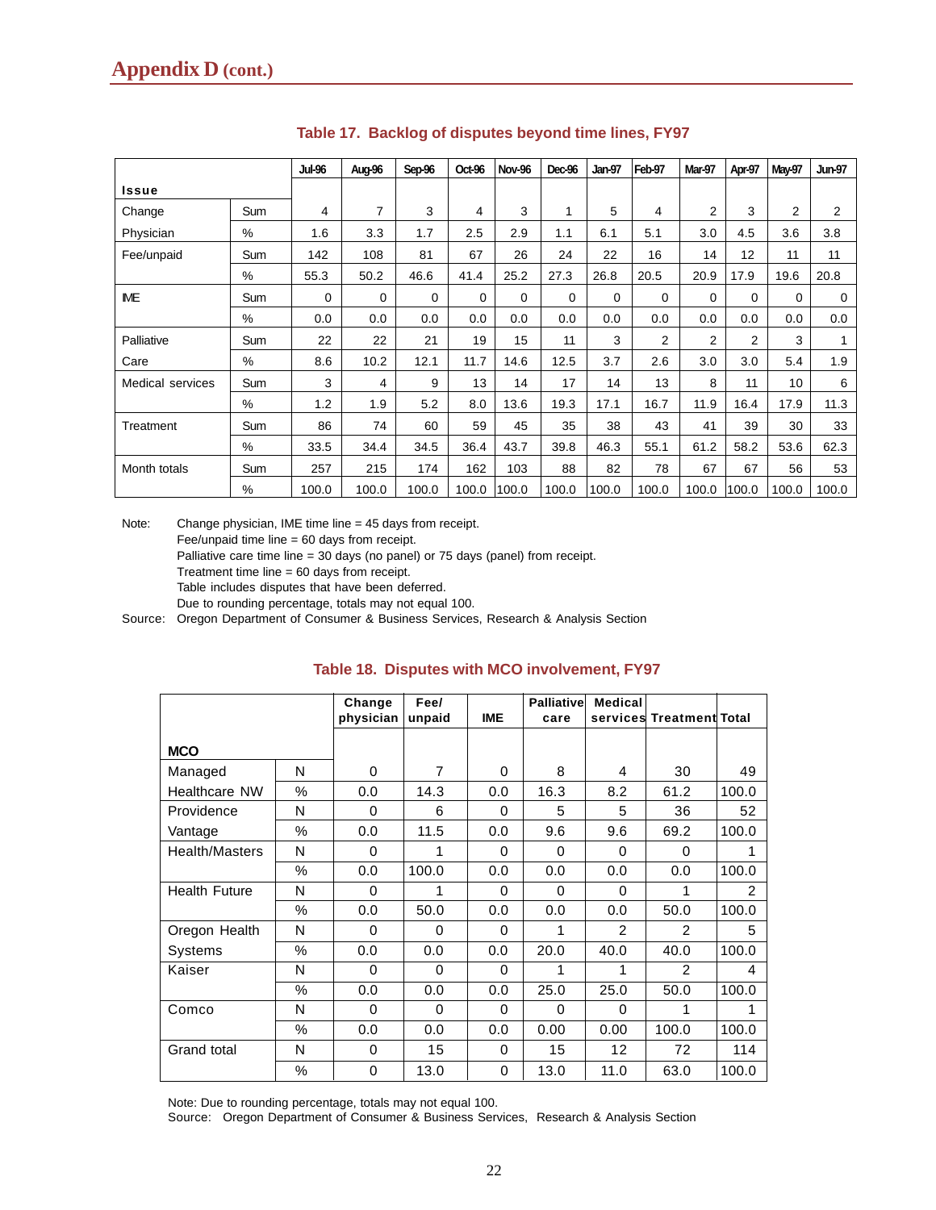# Appendix D (cont.)

**Table 17. Backlog of disputes beyond time lines, FY97**

| Issue | | Jul-96 | Aug-96 | Sep-96 | Oct-96 | Nov-96 | Dec-96 | Jan-97 | Feb-97 | Mar-97 | Apr-97 | May-97 | Jun-97 |
|---|---|---|---|---|---|---|---|---|---|---|---|---|---|
| Change | Sum | 4 | 7 | 3 | 4 | 3 | 1 | 5 | 4 | 2 | 3 | 2 | 2 |
| Physician | % | 1.6 | 3.3 | 1.7 | 2.5 | 2.9 | 1.1 | 6.1 | 5.1 | 3.0 | 4.5 | 3.6 | 3.8 |
| Fee/unpaid | Sum | 142 | 108 | 81 | 67 | 26 | 24 | 22 | 16 | 14 | 12 | 11 | 11 |
| | % | 55.3 | 50.2 | 46.6 | 41.4 | 25.2 | 27.3 | 26.8 | 20.5 | 20.9 | 17.9 | 19.6 | 20.8 |
| IME | Sum | 0 | 0 | 0 | 0 | 0 | 0 | 0 | 0 | 0 | 0 | 0 | 0 |
| | % | 0.0 | 0.0 | 0.0 | 0.0 | 0.0 | 0.0 | 0.0 | 0.0 | 0.0 | 0.0 | 0.0 | 0.0 |
| Palliative | Sum | 22 | 22 | 21 | 19 | 15 | 11 | 3 | 2 | 2 | 2 | 3 | 1 |
| Care | % | 8.6 | 10.2 | 12.1 | 11.7 | 14.6 | 12.5 | 3.7 | 2.6 | 3.0 | 3.0 | 5.4 | 1.9 |
| Medical services | Sum | 3 | 4 | 9 | 13 | 14 | 17 | 14 | 13 | 8 | 11 | 10 | 6 |
| | % | 1.2 | 1.9 | 5.2 | 8.0 | 13.6 | 19.3 | 17.1 | 16.7 | 11.9 | 16.4 | 17.9 | 11.3 |
| Treatment | Sum | 86 | 74 | 60 | 59 | 45 | 35 | 38 | 43 | 41 | 39 | 30 | 33 |
| | % | 33.5 | 34.4 | 34.5 | 36.4 | 43.7 | 39.8 | 46.3 | 55.1 | 61.2 | 58.2 | 53.6 | 62.3 |
| Month totals | Sum | 257 | 215 | 174 | 162 | 103 | 88 | 82 | 78 | 67 | 67 | 56 | 53 |
| | % | 100.0 | 100.0 | 100.0 | 100.0 | 100.0 | 100.0 | 100.0 | 100.0 | 100.0 | 100.0 | 100.0 | 100.0 |

Note: Change physician, IME time line = 45 days from receipt.
Fee/unpaid time line = 60 days from receipt.
Palliative care time line = 30 days (no panel) or 75 days (panel) from receipt.
Treatment time line = 60 days from receipt.
Table includes disputes that have been deferred.
Due to rounding percentage, totals may not equal 100.

Source: Oregon Department of Consumer & Business Services, Research & Analysis Section

**Table 18. Disputes with MCO involvement, FY97**

| MCO | | Change physician | Fee/ unpaid | IME | Palliative care | Medical services | Treatment | Total |
|---|---|---|---|---|---|---|---|---|
| Managed | N | 0 | 7 | 0 | 8 | 4 | 30 | 49 |
| Healthcare NW | % | 0.0 | 14.3 | 0.0 | 16.3 | 8.2 | 61.2 | 100.0 |
| Providence | N | 0 | 6 | 0 | 5 | 5 | 36 | 52 |
| Vantage | % | 0.0 | 11.5 | 0.0 | 9.6 | 9.6 | 69.2 | 100.0 |
| Health/Masters | N | 0 | 1 | 0 | 0 | 0 | 0 | 1 |
| | % | 0.0 | 100.0 | 0.0 | 0.0 | 0.0 | 0.0 | 100.0 |
| Health Future | N | 0 | 1 | 0 | 0 | 0 | 1 | 2 |
| | % | 0.0 | 50.0 | 0.0 | 0.0 | 0.0 | 50.0 | 100.0 |
| Oregon Health | N | 0 | 0 | 0 | 1 | 2 | 2 | 5 |
| Systems | % | 0.0 | 0.0 | 0.0 | 20.0 | 40.0 | 40.0 | 100.0 |
| Kaiser | N | 0 | 0 | 0 | 1 | 1 | 2 | 4 |
| | % | 0.0 | 0.0 | 0.0 | 25.0 | 25.0 | 50.0 | 100.0 |
| Comco | N | 0 | 0 | 0 | 0 | 0 | 1 | 1 |
| | % | 0.0 | 0.0 | 0.0 | 0.00 | 0.00 | 100.0 | 100.0 |
| Grand total | N | 0 | 15 | 0 | 15 | 12 | 72 | 114 |
| | % | 0 | 13.0 | 0 | 13.0 | 11.0 | 63.0 | 100.0 |

Note: Due to rounding percentage, totals may not equal 100.
Source: Oregon Department of Consumer & Business Services, Research & Analysis Section